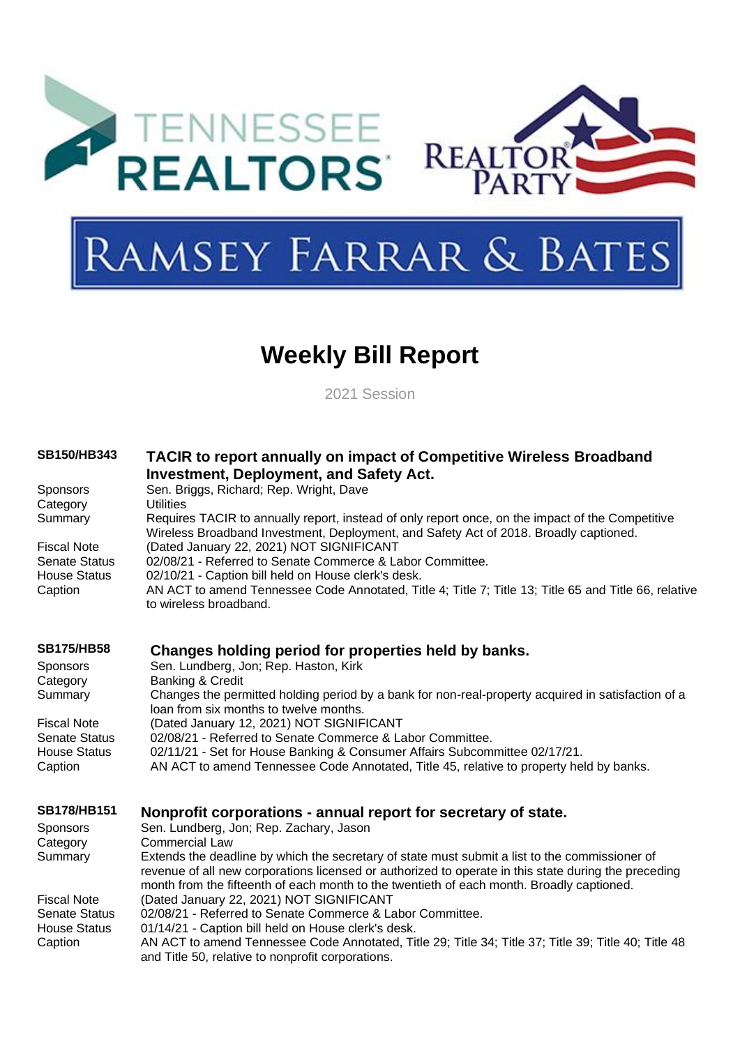TENNESSEE REALTORS® | REALTOR® PARTY

RAMSEY FARRAR & BATES

# Weekly Bill Report

2021 Session

## SB150/HB343 — TACIR to report annually on impact of Competitive Wireless Broadband Investment, Deployment, and Safety Act.

| | |
|---|---|
| Sponsors | Sen. Briggs, Richard; Rep. Wright, Dave |
| Category | Utilities |
| Summary | Requires TACIR to annually report, instead of only report once, on the impact of the Competitive Wireless Broadband Investment, Deployment, and Safety Act of 2018. Broadly captioned. |
| Fiscal Note | (Dated January 22, 2021) NOT SIGNIFICANT |
| Senate Status | 02/08/21 - Referred to Senate Commerce & Labor Committee. |
| House Status | 02/10/21 - Caption bill held on House clerk's desk. |
| Caption | AN ACT to amend Tennessee Code Annotated, Title 4; Title 7; Title 13; Title 65 and Title 66, relative to wireless broadband. |

## SB175/HB58 — Changes holding period for properties held by banks.

| | |
|---|---|
| Sponsors | Sen. Lundberg, Jon; Rep. Haston, Kirk |
| Category | Banking & Credit |
| Summary | Changes the permitted holding period by a bank for non-real-property acquired in satisfaction of a loan from six months to twelve months. |
| Fiscal Note | (Dated January 12, 2021) NOT SIGNIFICANT |
| Senate Status | 02/08/21 - Referred to Senate Commerce & Labor Committee. |
| House Status | 02/11/21 - Set for House Banking & Consumer Affairs Subcommittee 02/17/21. |
| Caption | AN ACT to amend Tennessee Code Annotated, Title 45, relative to property held by banks. |

## SB178/HB151 — Nonprofit corporations - annual report for secretary of state.

| | |
|---|---|
| Sponsors | Sen. Lundberg, Jon; Rep. Zachary, Jason |
| Category | Commercial Law |
| Summary | Extends the deadline by which the secretary of state must submit a list to the commissioner of revenue of all new corporations licensed or authorized to operate in this state during the preceding month from the fifteenth of each month to the twentieth of each month. Broadly captioned. |
| Fiscal Note | (Dated January 22, 2021) NOT SIGNIFICANT |
| Senate Status | 02/08/21 - Referred to Senate Commerce & Labor Committee. |
| House Status | 01/14/21 - Caption bill held on House clerk's desk. |
| Caption | AN ACT to amend Tennessee Code Annotated, Title 29; Title 34; Title 37; Title 39; Title 40; Title 48 and Title 50, relative to nonprofit corporations. |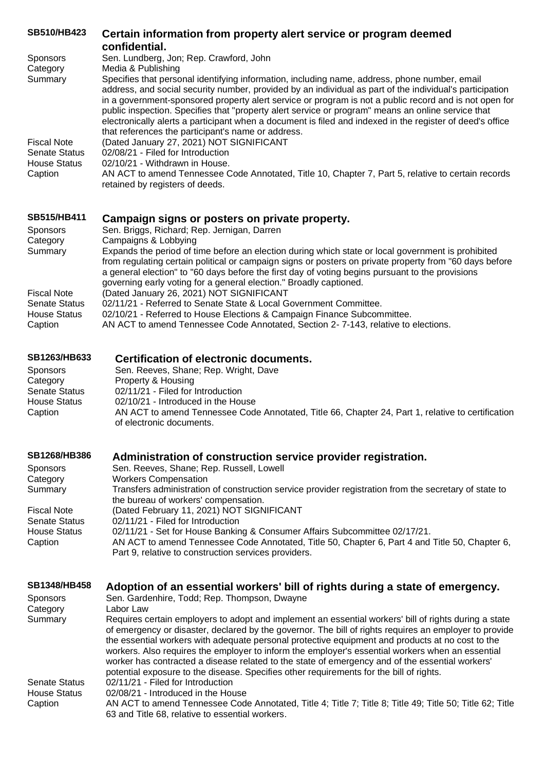## SB510/HB423 Certain information from property alert service or program deemed confidential.

**Sponsors** Sen. Lundberg, Jon; Rep. Crawford, John

**Category** Media & Publishing

**Summary** Specifies that personal identifying information, including name, address, phone number, email address, and social security number, provided by an individual as part of the individual's participation in a government-sponsored property alert service or program is not a public record and is not open for public inspection. Specifies that "property alert service or program" means an online service that electronically alerts a participant when a document is filed and indexed in the register of deed's office that references the participant's name or address.

**Fiscal Note** (Dated January 27, 2021) NOT SIGNIFICANT

**Senate Status** 02/08/21 - Filed for Introduction

**House Status** 02/10/21 - Withdrawn in House.

**Caption** AN ACT to amend Tennessee Code Annotated, Title 10, Chapter 7, Part 5, relative to certain records retained by registers of deeds.

## SB515/HB411 Campaign signs or posters on private property.

**Sponsors** Sen. Briggs, Richard; Rep. Jernigan, Darren

**Category** Campaigns & Lobbying

**Summary** Expands the period of time before an election during which state or local government is prohibited from regulating certain political or campaign signs or posters on private property from "60 days before a general election" to "60 days before the first day of voting begins pursuant to the provisions governing early voting for a general election." Broadly captioned.

**Fiscal Note** (Dated January 26, 2021) NOT SIGNIFICANT

**Senate Status** 02/11/21 - Referred to Senate State & Local Government Committee.

**House Status** 02/10/21 - Referred to House Elections & Campaign Finance Subcommittee.

**Caption** AN ACT to amend Tennessee Code Annotated, Section 2- 7-143, relative to elections.

## SB1263/HB633 Certification of electronic documents.

**Sponsors** Sen. Reeves, Shane; Rep. Wright, Dave

**Category** Property & Housing

**Senate Status** 02/11/21 - Filed for Introduction

**House Status** 02/10/21 - Introduced in the House

**Caption** AN ACT to amend Tennessee Code Annotated, Title 66, Chapter 24, Part 1, relative to certification of electronic documents.

## SB1268/HB386 Administration of construction service provider registration.

**Sponsors** Sen. Reeves, Shane; Rep. Russell, Lowell

**Category** Workers Compensation

**Summary** Transfers administration of construction service provider registration from the secretary of state to the bureau of workers' compensation.

**Fiscal Note** (Dated February 11, 2021) NOT SIGNIFICANT

**Senate Status** 02/11/21 - Filed for Introduction

**House Status** 02/11/21 - Set for House Banking & Consumer Affairs Subcommittee 02/17/21.

**Caption** AN ACT to amend Tennessee Code Annotated, Title 50, Chapter 6, Part 4 and Title 50, Chapter 6, Part 9, relative to construction services providers.

## SB1348/HB458 Adoption of an essential workers' bill of rights during a state of emergency.

**Sponsors** Sen. Gardenhire, Todd; Rep. Thompson, Dwayne

**Category** Labor Law

**Summary** Requires certain employers to adopt and implement an essential workers' bill of rights during a state of emergency or disaster, declared by the governor. The bill of rights requires an employer to provide the essential workers with adequate personal protective equipment and products at no cost to the workers. Also requires the employer to inform the employer's essential workers when an essential worker has contracted a disease related to the state of emergency and of the essential workers' potential exposure to the disease. Specifies other requirements for the bill of rights.

**Senate Status** 02/11/21 - Filed for Introduction

**House Status** 02/08/21 - Introduced in the House

**Caption** AN ACT to amend Tennessee Code Annotated, Title 4; Title 7; Title 8; Title 49; Title 50; Title 62; Title 63 and Title 68, relative to essential workers.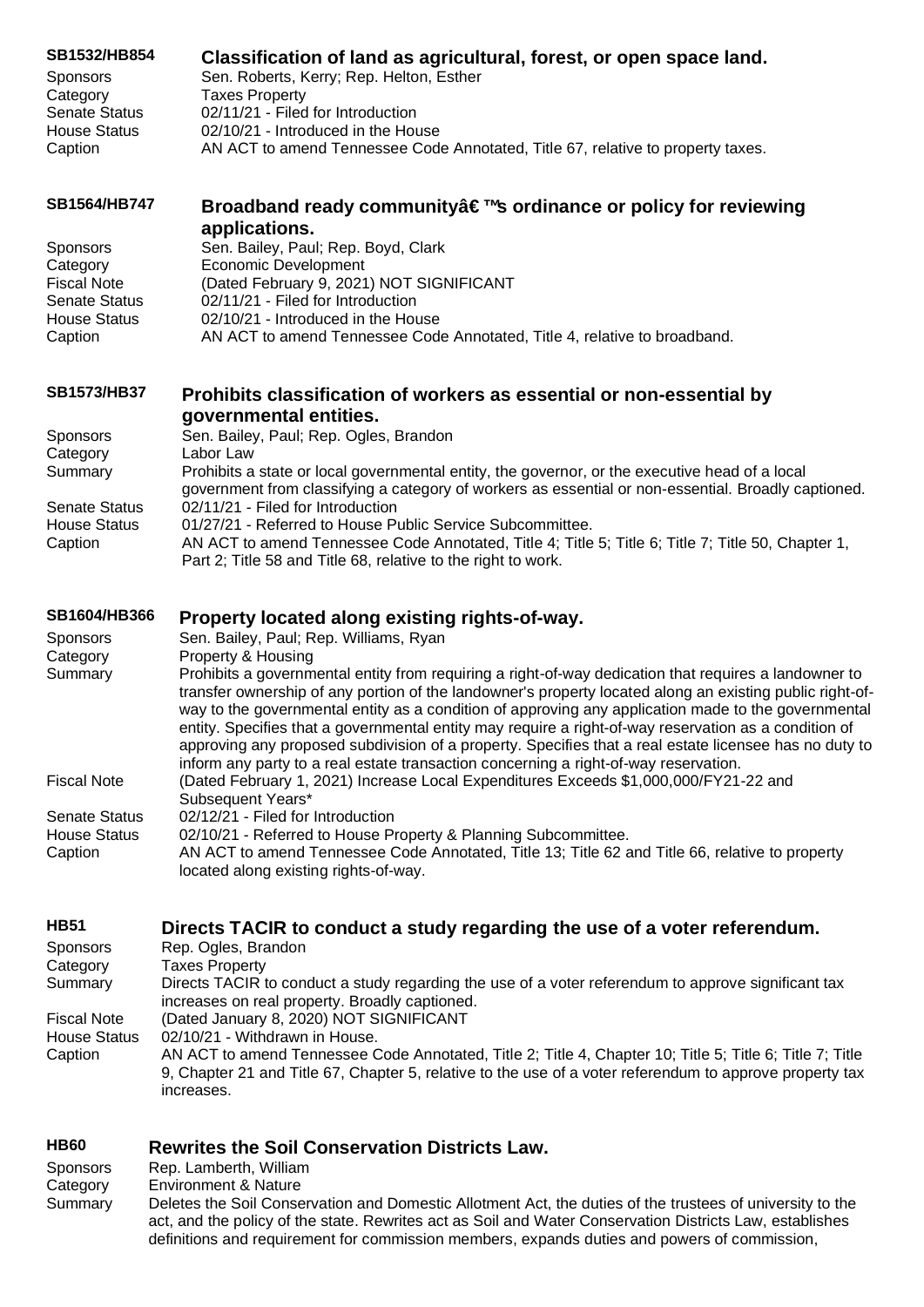## SB1532/HB854 Classification of land as agricultural, forest, or open space land.

Sponsors Sen. Roberts, Kerry; Rep. Helton, Esther
Category Taxes Property
Senate Status 02/11/21 - Filed for Introduction
House Status 02/10/21 - Introduced in the House
Caption AN ACT to amend Tennessee Code Annotated, Title 67, relative to property taxes.

## SB1564/HB747 Broadband ready communityâ€™s ordinance or policy for reviewing applications.

Sponsors Sen. Bailey, Paul; Rep. Boyd, Clark
Category Economic Development
Fiscal Note (Dated February 9, 2021) NOT SIGNIFICANT
Senate Status 02/11/21 - Filed for Introduction
House Status 02/10/21 - Introduced in the House
Caption AN ACT to amend Tennessee Code Annotated, Title 4, relative to broadband.

## SB1573/HB37 Prohibits classification of workers as essential or non-essential by governmental entities.

Sponsors Sen. Bailey, Paul; Rep. Ogles, Brandon
Category Labor Law
Summary Prohibits a state or local governmental entity, the governor, or the executive head of a local government from classifying a category of workers as essential or non-essential. Broadly captioned.
Senate Status 02/11/21 - Filed for Introduction
House Status 01/27/21 - Referred to House Public Service Subcommittee.
Caption AN ACT to amend Tennessee Code Annotated, Title 4; Title 5; Title 6; Title 7; Title 50, Chapter 1, Part 2; Title 58 and Title 68, relative to the right to work.

## SB1604/HB366 Property located along existing rights-of-way.

Sponsors Sen. Bailey, Paul; Rep. Williams, Ryan
Category Property & Housing
Summary Prohibits a governmental entity from requiring a right-of-way dedication that requires a landowner to transfer ownership of any portion of the landowner's property located along an existing public right-of-way to the governmental entity as a condition of approving any application made to the governmental entity. Specifies that a governmental entity may require a right-of-way reservation as a condition of approving any proposed subdivision of a property. Specifies that a real estate licensee has no duty to inform any party to a real estate transaction concerning a right-of-way reservation.
Fiscal Note (Dated February 1, 2021) Increase Local Expenditures Exceeds $1,000,000/FY21-22 and Subsequent Years*
Senate Status 02/12/21 - Filed for Introduction
House Status 02/10/21 - Referred to House Property & Planning Subcommittee.
Caption AN ACT to amend Tennessee Code Annotated, Title 13; Title 62 and Title 66, relative to property located along existing rights-of-way.

## HB51 Directs TACIR to conduct a study regarding the use of a voter referendum.

Sponsors Rep. Ogles, Brandon
Category Taxes Property
Summary Directs TACIR to conduct a study regarding the use of a voter referendum to approve significant tax increases on real property. Broadly captioned.
Fiscal Note (Dated January 8, 2020) NOT SIGNIFICANT
House Status 02/10/21 - Withdrawn in House.
Caption AN ACT to amend Tennessee Code Annotated, Title 2; Title 4, Chapter 10; Title 5; Title 6; Title 7; Title 9, Chapter 21 and Title 67, Chapter 5, relative to the use of a voter referendum to approve property tax increases.

## HB60 Rewrites the Soil Conservation Districts Law.

Sponsors Rep. Lamberth, William
Category Environment & Nature
Summary Deletes the Soil Conservation and Domestic Allotment Act, the duties of the trustees of university to the act, and the policy of the state. Rewrites act as Soil and Water Conservation Districts Law, establishes definitions and requirement for commission members, expands duties and powers of commission,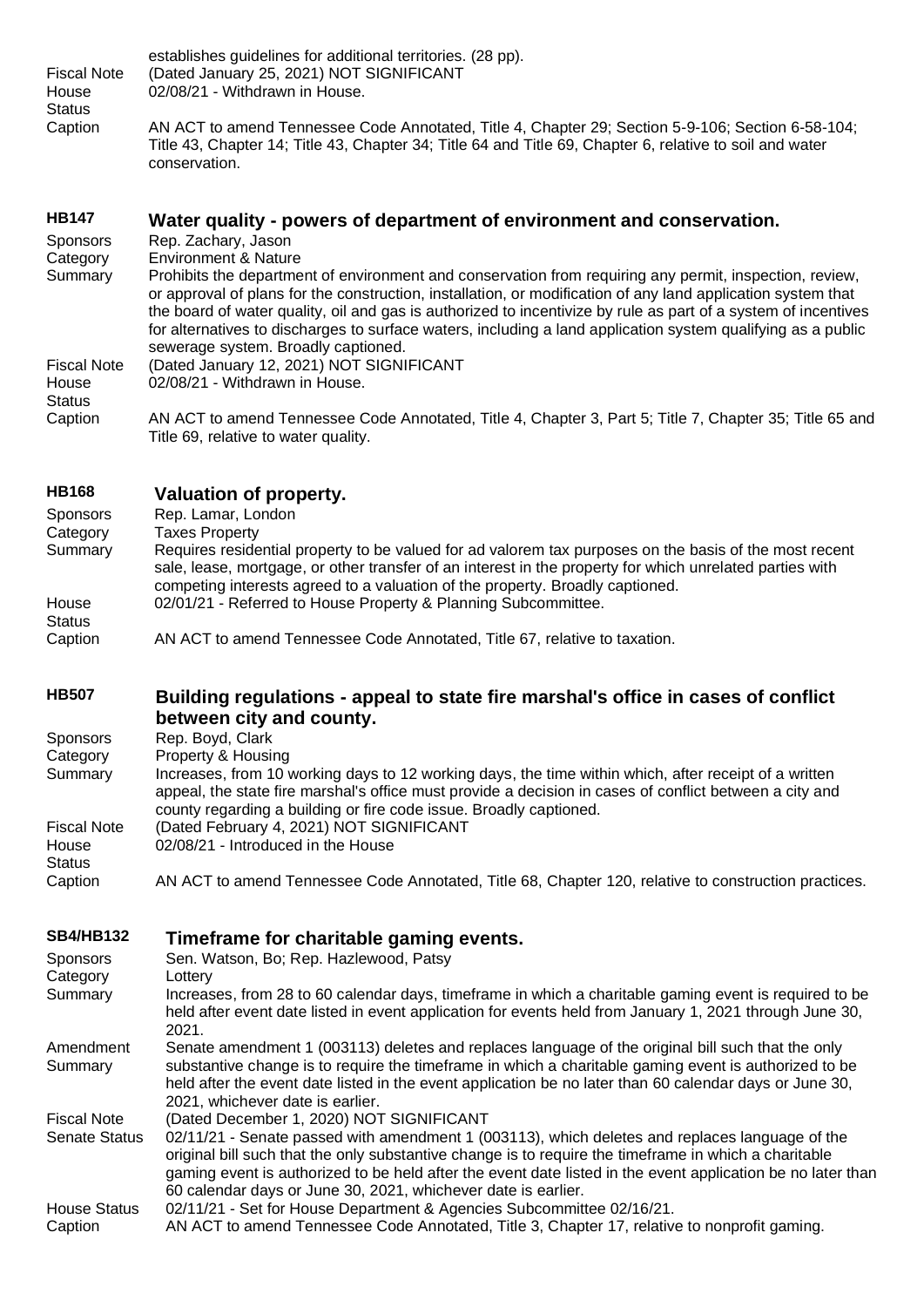establishes guidelines for additional territories. (28 pp).

Fiscal Note (Dated January 25, 2021) NOT SIGNIFICANT

House Status 02/08/21 - Withdrawn in House.

Caption AN ACT to amend Tennessee Code Annotated, Title 4, Chapter 29; Section 5-9-106; Section 6-58-104; Title 43, Chapter 14; Title 43, Chapter 34; Title 64 and Title 69, Chapter 6, relative to soil and water conservation.

## HB147 Water quality - powers of department of environment and conservation.

Sponsors Rep. Zachary, Jason

Category Environment & Nature

Summary Prohibits the department of environment and conservation from requiring any permit, inspection, review, or approval of plans for the construction, installation, or modification of any land application system that the board of water quality, oil and gas is authorized to incentivize by rule as part of a system of incentives for alternatives to discharges to surface waters, including a land application system qualifying as a public sewerage system. Broadly captioned.

Fiscal Note (Dated January 12, 2021) NOT SIGNIFICANT

House Status 02/08/21 - Withdrawn in House.

Caption AN ACT to amend Tennessee Code Annotated, Title 4, Chapter 3, Part 5; Title 7, Chapter 35; Title 65 and Title 69, relative to water quality.

## HB168 Valuation of property.

Sponsors Rep. Lamar, London

Category Taxes Property

Summary Requires residential property to be valued for ad valorem tax purposes on the basis of the most recent sale, lease, mortgage, or other transfer of an interest in the property for which unrelated parties with competing interests agreed to a valuation of the property. Broadly captioned.

House Status 02/01/21 - Referred to House Property & Planning Subcommittee.

Caption AN ACT to amend Tennessee Code Annotated, Title 67, relative to taxation.

## HB507 Building regulations - appeal to state fire marshal's office in cases of conflict between city and county.

Sponsors Rep. Boyd, Clark

Category Property & Housing

Summary Increases, from 10 working days to 12 working days, the time within which, after receipt of a written appeal, the state fire marshal's office must provide a decision in cases of conflict between a city and county regarding a building or fire code issue. Broadly captioned.

Fiscal Note (Dated February 4, 2021) NOT SIGNIFICANT

House Status 02/08/21 - Introduced in the House

Caption AN ACT to amend Tennessee Code Annotated, Title 68, Chapter 120, relative to construction practices.

## SB4/HB132 Timeframe for charitable gaming events.

Sponsors Sen. Watson, Bo; Rep. Hazlewood, Patsy

Category Lottery

Summary Increases, from 28 to 60 calendar days, timeframe in which a charitable gaming event is required to be held after event date listed in event application for events held from January 1, 2021 through June 30, 2021.

Amendment Summary Senate amendment 1 (003113) deletes and replaces language of the original bill such that the only substantive change is to require the timeframe in which a charitable gaming event is authorized to be held after the event date listed in the event application be no later than 60 calendar days or June 30, 2021, whichever date is earlier.

Fiscal Note (Dated December 1, 2020) NOT SIGNIFICANT

Senate Status 02/11/21 - Senate passed with amendment 1 (003113), which deletes and replaces language of the original bill such that the only substantive change is to require the timeframe in which a charitable gaming event is authorized to be held after the event date listed in the event application be no later than 60 calendar days or June 30, 2021, whichever date is earlier.

House Status 02/11/21 - Set for House Department & Agencies Subcommittee 02/16/21.

Caption AN ACT to amend Tennessee Code Annotated, Title 3, Chapter 17, relative to nonprofit gaming.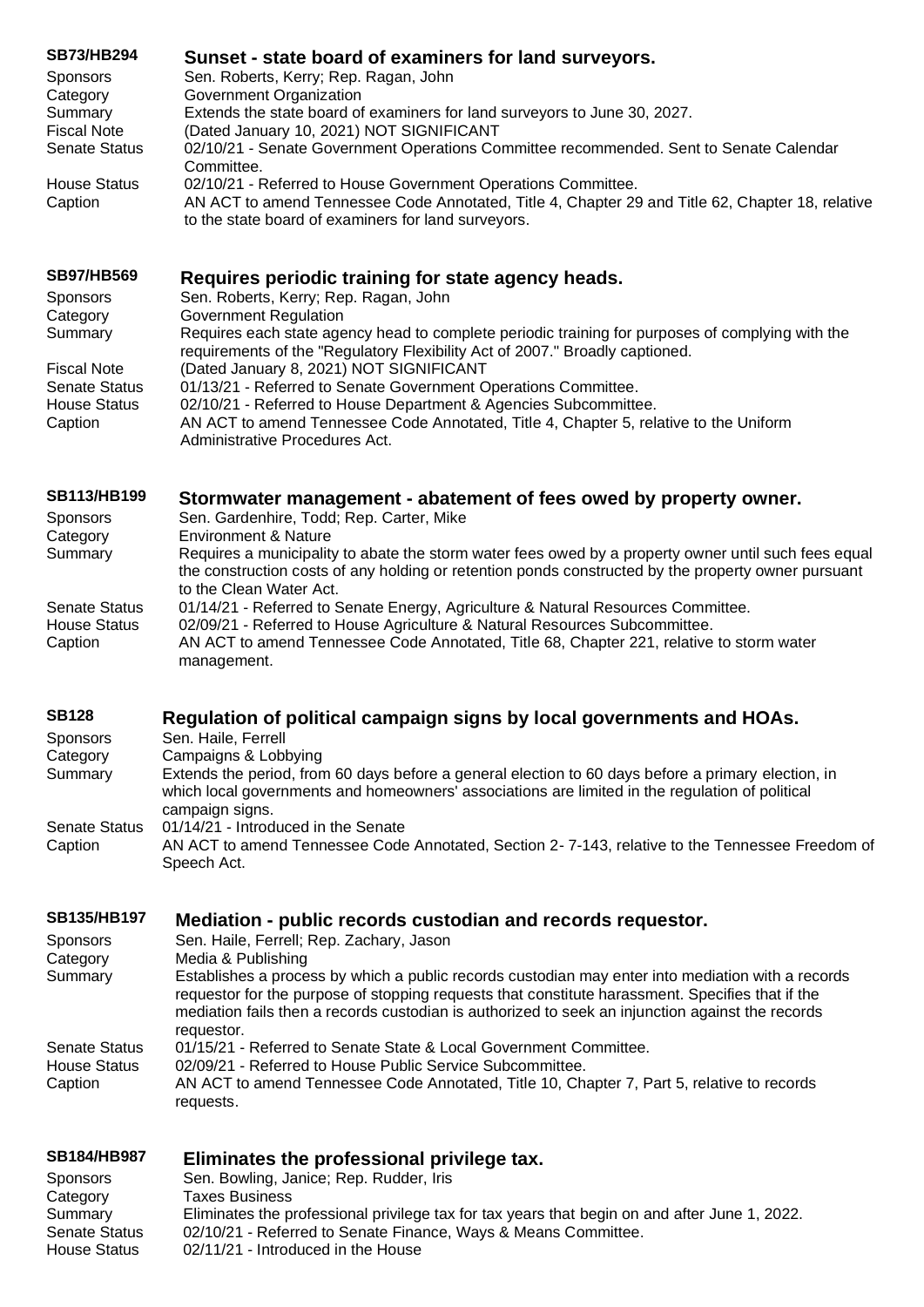**SB73/HB294** **Sunset - state board of examiners for land surveyors.**

Sponsors: Sen. Roberts, Kerry; Rep. Ragan, John
Category: Government Organization
Summary: Extends the state board of examiners for land surveyors to June 30, 2027.
Fiscal Note: (Dated January 10, 2021) NOT SIGNIFICANT
Senate Status: 02/10/21 - Senate Government Operations Committee recommended. Sent to Senate Calendar Committee.
House Status: 02/10/21 - Referred to House Government Operations Committee.
Caption: AN ACT to amend Tennessee Code Annotated, Title 4, Chapter 29 and Title 62, Chapter 18, relative to the state board of examiners for land surveyors.

**SB97/HB569** **Requires periodic training for state agency heads.**

Sponsors: Sen. Roberts, Kerry; Rep. Ragan, John
Category: Government Regulation
Summary: Requires each state agency head to complete periodic training for purposes of complying with the requirements of the "Regulatory Flexibility Act of 2007." Broadly captioned.
Fiscal Note: (Dated January 8, 2021) NOT SIGNIFICANT
Senate Status: 01/13/21 - Referred to Senate Government Operations Committee.
House Status: 02/10/21 - Referred to House Department & Agencies Subcommittee.
Caption: AN ACT to amend Tennessee Code Annotated, Title 4, Chapter 5, relative to the Uniform Administrative Procedures Act.

**SB113/HB199** **Stormwater management - abatement of fees owed by property owner.**

Sponsors: Sen. Gardenhire, Todd; Rep. Carter, Mike
Category: Environment & Nature
Summary: Requires a municipality to abate the storm water fees owed by a property owner until such fees equal the construction costs of any holding or retention ponds constructed by the property owner pursuant to the Clean Water Act.
Senate Status: 01/14/21 - Referred to Senate Energy, Agriculture & Natural Resources Committee.
House Status: 02/09/21 - Referred to House Agriculture & Natural Resources Subcommittee.
Caption: AN ACT to amend Tennessee Code Annotated, Title 68, Chapter 221, relative to storm water management.

**SB128** **Regulation of political campaign signs by local governments and HOAs.**

Sponsors: Sen. Haile, Ferrell
Category: Campaigns & Lobbying
Summary: Extends the period, from 60 days before a general election to 60 days before a primary election, in which local governments and homeowners' associations are limited in the regulation of political campaign signs.
Senate Status: 01/14/21 - Introduced in the Senate
Caption: AN ACT to amend Tennessee Code Annotated, Section 2- 7-143, relative to the Tennessee Freedom of Speech Act.

**SB135/HB197** **Mediation - public records custodian and records requestor.**

Sponsors: Sen. Haile, Ferrell; Rep. Zachary, Jason
Category: Media & Publishing
Summary: Establishes a process by which a public records custodian may enter into mediation with a records requestor for the purpose of stopping requests that constitute harassment. Specifies that if the mediation fails then a records custodian is authorized to seek an injunction against the records requestor.
Senate Status: 01/15/21 - Referred to Senate State & Local Government Committee.
House Status: 02/09/21 - Referred to House Public Service Subcommittee.
Caption: AN ACT to amend Tennessee Code Annotated, Title 10, Chapter 7, Part 5, relative to records requests.

**SB184/HB987** **Eliminates the professional privilege tax.**

Sponsors: Sen. Bowling, Janice; Rep. Rudder, Iris
Category: Taxes Business
Summary: Eliminates the professional privilege tax for tax years that begin on and after June 1, 2022.
Senate Status: 02/10/21 - Referred to Senate Finance, Ways & Means Committee.
House Status: 02/11/21 - Introduced in the House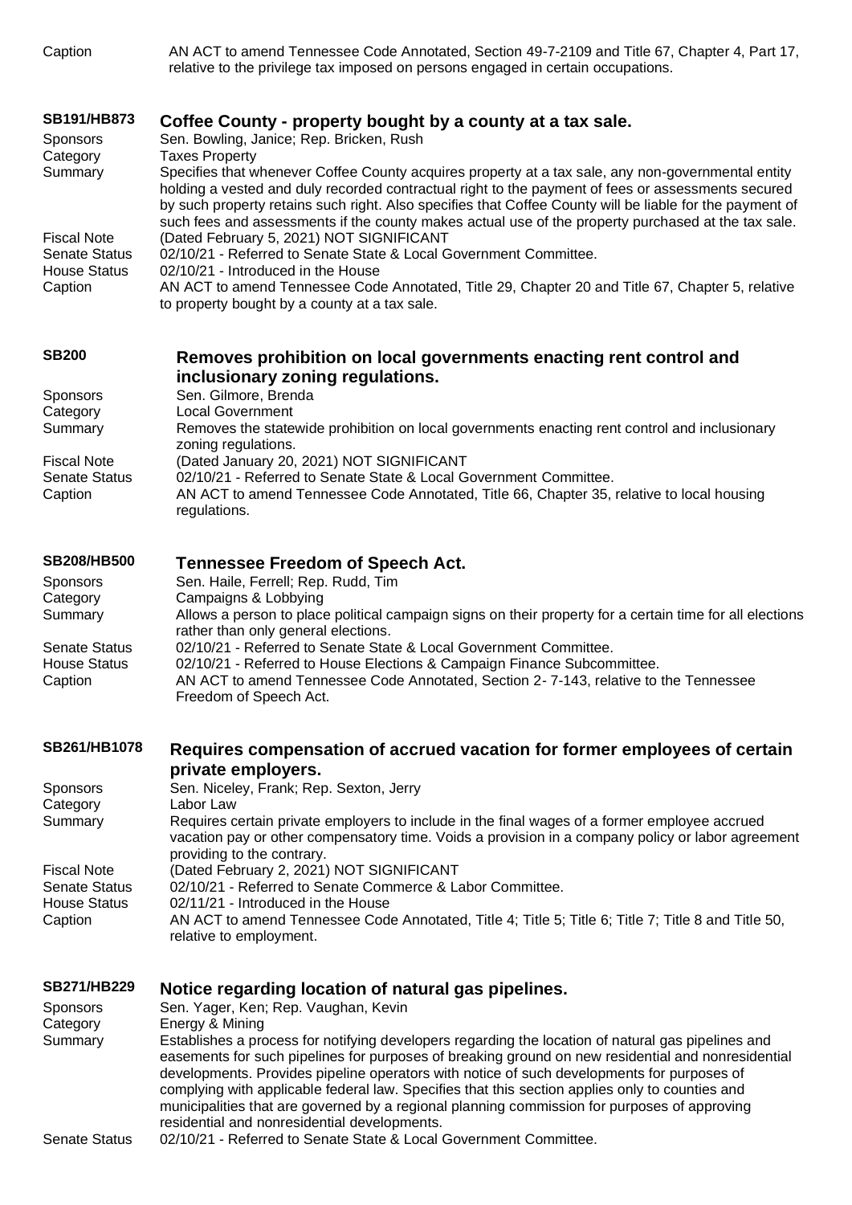Caption AN ACT to amend Tennessee Code Annotated, Section 49-7-2109 and Title 67, Chapter 4, Part 17, relative to the privilege tax imposed on persons engaged in certain occupations.

### SB191/HB873 Coffee County - property bought by a county at a tax sale.

Sponsors Sen. Bowling, Janice; Rep. Bricken, Rush

Category Taxes Property

Summary Specifies that whenever Coffee County acquires property at a tax sale, any non-governmental entity holding a vested and duly recorded contractual right to the payment of fees or assessments secured by such property retains such right. Also specifies that Coffee County will be liable for the payment of such fees and assessments if the county makes actual use of the property purchased at the tax sale.

Fiscal Note (Dated February 5, 2021) NOT SIGNIFICANT

Senate Status 02/10/21 - Referred to Senate State & Local Government Committee.

House Status 02/10/21 - Introduced in the House

Caption AN ACT to amend Tennessee Code Annotated, Title 29, Chapter 20 and Title 67, Chapter 5, relative to property bought by a county at a tax sale.

### SB200 Removes prohibition on local governments enacting rent control and inclusionary zoning regulations.

Sponsors Sen. Gilmore, Brenda

Category Local Government

Summary Removes the statewide prohibition on local governments enacting rent control and inclusionary zoning regulations.

Fiscal Note (Dated January 20, 2021) NOT SIGNIFICANT

Senate Status 02/10/21 - Referred to Senate State & Local Government Committee.

Caption AN ACT to amend Tennessee Code Annotated, Title 66, Chapter 35, relative to local housing regulations.

### SB208/HB500 Tennessee Freedom of Speech Act.

Sponsors Sen. Haile, Ferrell; Rep. Rudd, Tim

Category Campaigns & Lobbying

Summary Allows a person to place political campaign signs on their property for a certain time for all elections rather than only general elections.

Senate Status 02/10/21 - Referred to Senate State & Local Government Committee.

House Status 02/10/21 - Referred to House Elections & Campaign Finance Subcommittee.

Caption AN ACT to amend Tennessee Code Annotated, Section 2- 7-143, relative to the Tennessee Freedom of Speech Act.

### SB261/HB1078 Requires compensation of accrued vacation for former employees of certain private employers.

Sponsors Sen. Niceley, Frank; Rep. Sexton, Jerry

Category Labor Law

Summary Requires certain private employers to include in the final wages of a former employee accrued vacation pay or other compensatory time. Voids a provision in a company policy or labor agreement providing to the contrary.

Fiscal Note (Dated February 2, 2021) NOT SIGNIFICANT

Senate Status 02/10/21 - Referred to Senate Commerce & Labor Committee.

House Status 02/11/21 - Introduced in the House

Caption AN ACT to amend Tennessee Code Annotated, Title 4; Title 5; Title 6; Title 7; Title 8 and Title 50, relative to employment.

### SB271/HB229 Notice regarding location of natural gas pipelines.

Sponsors Sen. Yager, Ken; Rep. Vaughan, Kevin

Category Energy & Mining

Summary Establishes a process for notifying developers regarding the location of natural gas pipelines and easements for such pipelines for purposes of breaking ground on new residential and nonresidential developments. Provides pipeline operators with notice of such developments for purposes of complying with applicable federal law. Specifies that this section applies only to counties and municipalities that are governed by a regional planning commission for purposes of approving residential and nonresidential developments.

Senate Status 02/10/21 - Referred to Senate State & Local Government Committee.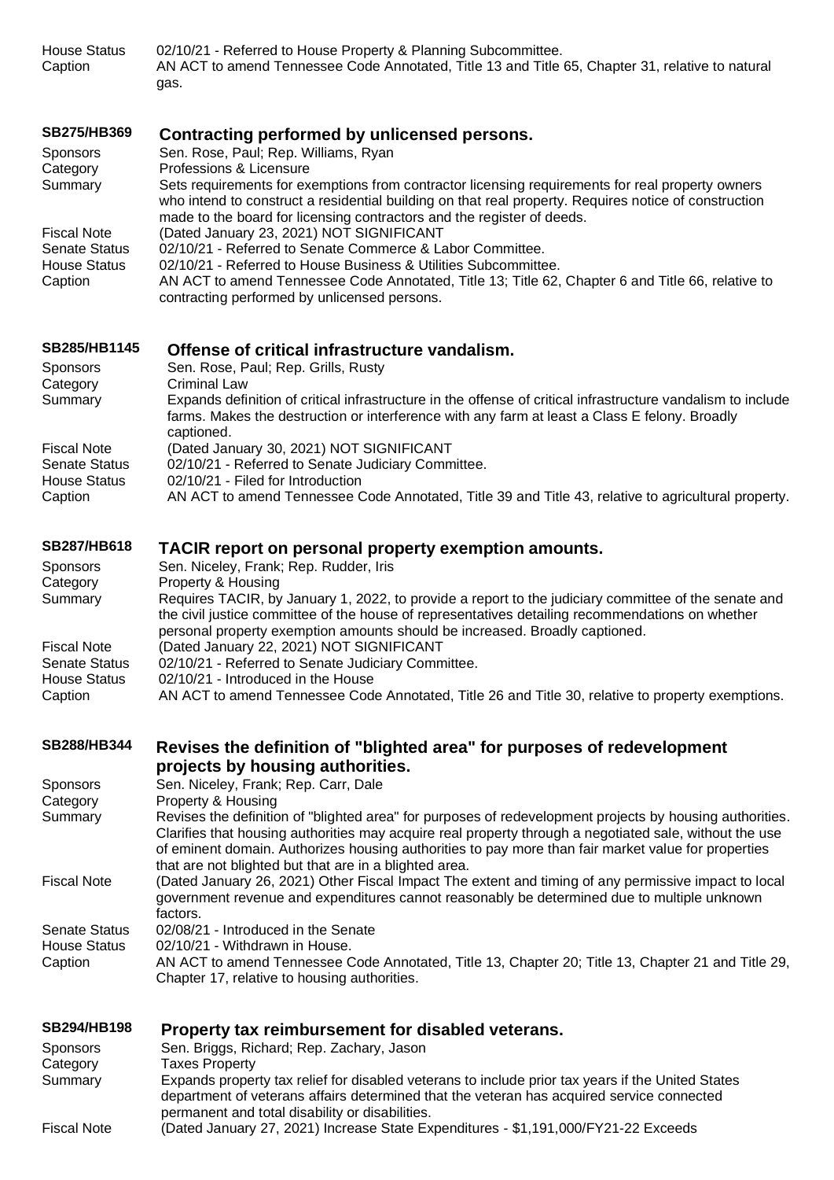House Status 02/10/21 - Referred to House Property & Planning Subcommittee.
Caption AN ACT to amend Tennessee Code Annotated, Title 13 and Title 65, Chapter 31, relative to natural gas.

### SB275/HB369 Contracting performed by unlicensed persons.

Sponsors Sen. Rose, Paul; Rep. Williams, Ryan
Category Professions & Licensure
Summary Sets requirements for exemptions from contractor licensing requirements for real property owners who intend to construct a residential building on that real property. Requires notice of construction made to the board for licensing contractors and the register of deeds.
Fiscal Note (Dated January 23, 2021) NOT SIGNIFICANT
Senate Status 02/10/21 - Referred to Senate Commerce & Labor Committee.
House Status 02/10/21 - Referred to House Business & Utilities Subcommittee.
Caption AN ACT to amend Tennessee Code Annotated, Title 13; Title 62, Chapter 6 and Title 66, relative to contracting performed by unlicensed persons.

### SB285/HB1145 Offense of critical infrastructure vandalism.

Sponsors Sen. Rose, Paul; Rep. Grills, Rusty
Category Criminal Law
Summary Expands definition of critical infrastructure in the offense of critical infrastructure vandalism to include farms. Makes the destruction or interference with any farm at least a Class E felony. Broadly captioned.
Fiscal Note (Dated January 30, 2021) NOT SIGNIFICANT
Senate Status 02/10/21 - Referred to Senate Judiciary Committee.
House Status 02/10/21 - Filed for Introduction
Caption AN ACT to amend Tennessee Code Annotated, Title 39 and Title 43, relative to agricultural property.

### SB287/HB618 TACIR report on personal property exemption amounts.

Sponsors Sen. Niceley, Frank; Rep. Rudder, Iris
Category Property & Housing
Summary Requires TACIR, by January 1, 2022, to provide a report to the judiciary committee of the senate and the civil justice committee of the house of representatives detailing recommendations on whether personal property exemption amounts should be increased. Broadly captioned.
Fiscal Note (Dated January 22, 2021) NOT SIGNIFICANT
Senate Status 02/10/21 - Referred to Senate Judiciary Committee.
House Status 02/10/21 - Introduced in the House
Caption AN ACT to amend Tennessee Code Annotated, Title 26 and Title 30, relative to property exemptions.

### SB288/HB344 Revises the definition of "blighted area" for purposes of redevelopment projects by housing authorities.

Sponsors Sen. Niceley, Frank; Rep. Carr, Dale
Category Property & Housing
Summary Revises the definition of "blighted area" for purposes of redevelopment projects by housing authorities. Clarifies that housing authorities may acquire real property through a negotiated sale, without the use of eminent domain. Authorizes housing authorities to pay more than fair market value for properties that are not blighted but that are in a blighted area.
Fiscal Note (Dated January 26, 2021) Other Fiscal Impact The extent and timing of any permissive impact to local government revenue and expenditures cannot reasonably be determined due to multiple unknown factors.
Senate Status 02/08/21 - Introduced in the Senate
House Status 02/10/21 - Withdrawn in House.
Caption AN ACT to amend Tennessee Code Annotated, Title 13, Chapter 20; Title 13, Chapter 21 and Title 29, Chapter 17, relative to housing authorities.

### SB294/HB198 Property tax reimbursement for disabled veterans.

Sponsors Sen. Briggs, Richard; Rep. Zachary, Jason
Category Taxes Property
Summary Expands property tax relief for disabled veterans to include prior tax years if the United States department of veterans affairs determined that the veteran has acquired service connected permanent and total disability or disabilities.
Fiscal Note (Dated January 27, 2021) Increase State Expenditures - $1,191,000/FY21-22 Exceeds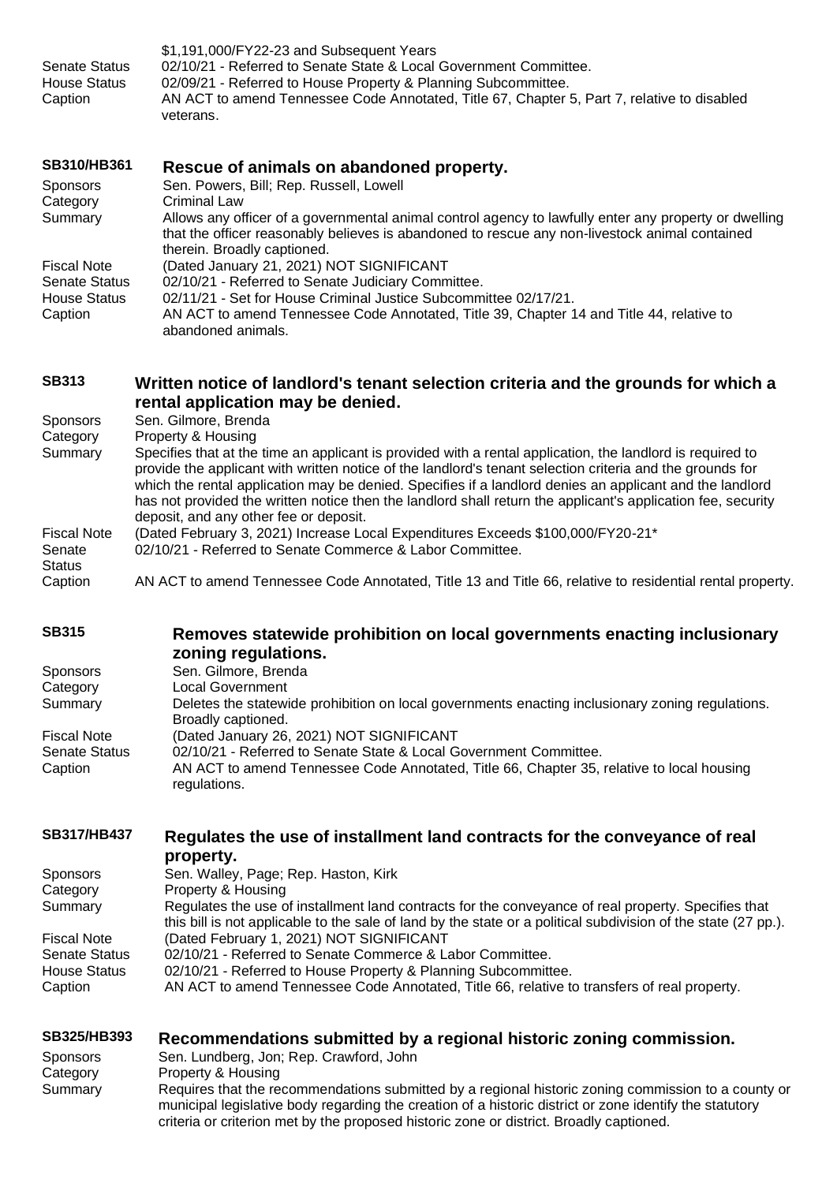$1,191,000/FY22-23 and Subsequent Years

| | |
|---|---|
| Senate Status | 02/10/21 - Referred to Senate State & Local Government Committee. |
| House Status | 02/09/21 - Referred to House Property & Planning Subcommittee. |
| Caption | AN ACT to amend Tennessee Code Annotated, Title 67, Chapter 5, Part 7, relative to disabled veterans. |

### SB310/HB361 Rescue of animals on abandoned property.

| | |
|---|---|
| Sponsors | Sen. Powers, Bill; Rep. Russell, Lowell |
| Category | Criminal Law |
| Summary | Allows any officer of a governmental animal control agency to lawfully enter any property or dwelling that the officer reasonably believes is abandoned to rescue any non-livestock animal contained therein. Broadly captioned. |
| Fiscal Note | (Dated January 21, 2021) NOT SIGNIFICANT |
| Senate Status | 02/10/21 - Referred to Senate Judiciary Committee. |
| House Status | 02/11/21 - Set for House Criminal Justice Subcommittee 02/17/21. |
| Caption | AN ACT to amend Tennessee Code Annotated, Title 39, Chapter 14 and Title 44, relative to abandoned animals. |

### SB313 Written notice of landlord's tenant selection criteria and the grounds for which a rental application may be denied.

| | |
|---|---|
| Sponsors | Sen. Gilmore, Brenda |
| Category | Property & Housing |
| Summary | Specifies that at the time an applicant is provided with a rental application, the landlord is required to provide the applicant with written notice of the landlord's tenant selection criteria and the grounds for which the rental application may be denied. Specifies if a landlord denies an applicant and the landlord has not provided the written notice then the landlord shall return the applicant's application fee, security deposit, and any other fee or deposit. |
| Fiscal Note | (Dated February 3, 2021) Increase Local Expenditures Exceeds $100,000/FY20-21* |
| Senate Status | 02/10/21 - Referred to Senate Commerce & Labor Committee. |
| Caption | AN ACT to amend Tennessee Code Annotated, Title 13 and Title 66, relative to residential rental property. |

### SB315 Removes statewide prohibition on local governments enacting inclusionary zoning regulations.

| | |
|---|---|
| Sponsors | Sen. Gilmore, Brenda |
| Category | Local Government |
| Summary | Deletes the statewide prohibition on local governments enacting inclusionary zoning regulations. Broadly captioned. |
| Fiscal Note | (Dated January 26, 2021) NOT SIGNIFICANT |
| Senate Status | 02/10/21 - Referred to Senate State & Local Government Committee. |
| Caption | AN ACT to amend Tennessee Code Annotated, Title 66, Chapter 35, relative to local housing regulations. |

### SB317/HB437 Regulates the use of installment land contracts for the conveyance of real property.

| | |
|---|---|
| Sponsors | Sen. Walley, Page; Rep. Haston, Kirk |
| Category | Property & Housing |
| Summary | Regulates the use of installment land contracts for the conveyance of real property. Specifies that this bill is not applicable to the sale of land by the state or a political subdivision of the state (27 pp.). |
| Fiscal Note | (Dated February 1, 2021) NOT SIGNIFICANT |
| Senate Status | 02/10/21 - Referred to Senate Commerce & Labor Committee. |
| House Status | 02/10/21 - Referred to House Property & Planning Subcommittee. |
| Caption | AN ACT to amend Tennessee Code Annotated, Title 66, relative to transfers of real property. |

### SB325/HB393 Recommendations submitted by a regional historic zoning commission.

| | |
|---|---|
| Sponsors | Sen. Lundberg, Jon; Rep. Crawford, John |
| Category | Property & Housing |
| Summary | Requires that the recommendations submitted by a regional historic zoning commission to a county or municipal legislative body regarding the creation of a historic district or zone identify the statutory criteria or criterion met by the proposed historic zone or district. Broadly captioned. |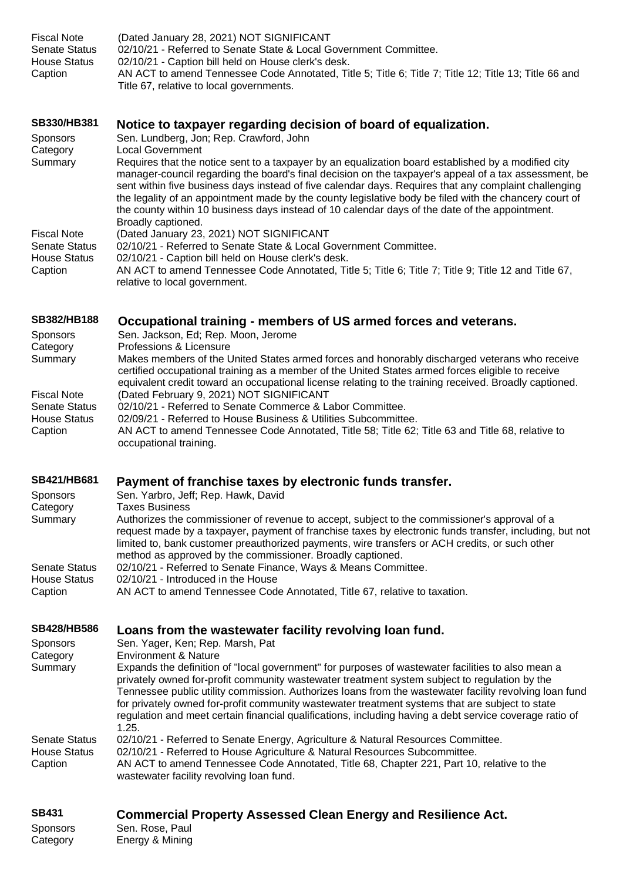Fiscal Note (Dated January 28, 2021) NOT SIGNIFICANT
Senate Status 02/10/21 - Referred to Senate State & Local Government Committee.
House Status 02/10/21 - Caption bill held on House clerk's desk.
Caption AN ACT to amend Tennessee Code Annotated, Title 5; Title 6; Title 7; Title 12; Title 13; Title 66 and Title 67, relative to local governments.

## SB330/HB381 Notice to taxpayer regarding decision of board of equalization.

Sponsors Sen. Lundberg, Jon; Rep. Crawford, John
Category Local Government
Summary Requires that the notice sent to a taxpayer by an equalization board established by a modified city manager-council regarding the board's final decision on the taxpayer's appeal of a tax assessment, be sent within five business days instead of five calendar days. Requires that any complaint challenging the legality of an appointment made by the county legislative body be filed with the chancery court of the county within 10 business days instead of 10 calendar days of the date of the appointment. Broadly captioned.
Fiscal Note (Dated January 23, 2021) NOT SIGNIFICANT
Senate Status 02/10/21 - Referred to Senate State & Local Government Committee.
House Status 02/10/21 - Caption bill held on House clerk's desk.
Caption AN ACT to amend Tennessee Code Annotated, Title 5; Title 6; Title 7; Title 9; Title 12 and Title 67, relative to local government.

## SB382/HB188 Occupational training - members of US armed forces and veterans.

Sponsors Sen. Jackson, Ed; Rep. Moon, Jerome
Category Professions & Licensure
Summary Makes members of the United States armed forces and honorably discharged veterans who receive certified occupational training as a member of the United States armed forces eligible to receive equivalent credit toward an occupational license relating to the training received. Broadly captioned.
Fiscal Note (Dated February 9, 2021) NOT SIGNIFICANT
Senate Status 02/10/21 - Referred to Senate Commerce & Labor Committee.
House Status 02/09/21 - Referred to House Business & Utilities Subcommittee.
Caption AN ACT to amend Tennessee Code Annotated, Title 58; Title 62; Title 63 and Title 68, relative to occupational training.

## SB421/HB681 Payment of franchise taxes by electronic funds transfer.

Sponsors Sen. Yarbro, Jeff; Rep. Hawk, David
Category Taxes Business
Summary Authorizes the commissioner of revenue to accept, subject to the commissioner's approval of a request made by a taxpayer, payment of franchise taxes by electronic funds transfer, including, but not limited to, bank customer preauthorized payments, wire transfers or ACH credits, or such other method as approved by the commissioner. Broadly captioned.
Senate Status 02/10/21 - Referred to Senate Finance, Ways & Means Committee.
House Status 02/10/21 - Introduced in the House
Caption AN ACT to amend Tennessee Code Annotated, Title 67, relative to taxation.

## SB428/HB586 Loans from the wastewater facility revolving loan fund.

Sponsors Sen. Yager, Ken; Rep. Marsh, Pat
Category Environment & Nature
Summary Expands the definition of "local government" for purposes of wastewater facilities to also mean a privately owned for-profit community wastewater treatment system subject to regulation by the Tennessee public utility commission. Authorizes loans from the wastewater facility revolving loan fund for privately owned for-profit community wastewater treatment systems that are subject to state regulation and meet certain financial qualifications, including having a debt service coverage ratio of 1.25.
Senate Status 02/10/21 - Referred to Senate Energy, Agriculture & Natural Resources Committee.
House Status 02/10/21 - Referred to House Agriculture & Natural Resources Subcommittee.
Caption AN ACT to amend Tennessee Code Annotated, Title 68, Chapter 221, Part 10, relative to the wastewater facility revolving loan fund.

## SB431 Commercial Property Assessed Clean Energy and Resilience Act.

Sponsors Sen. Rose, Paul
Category Energy & Mining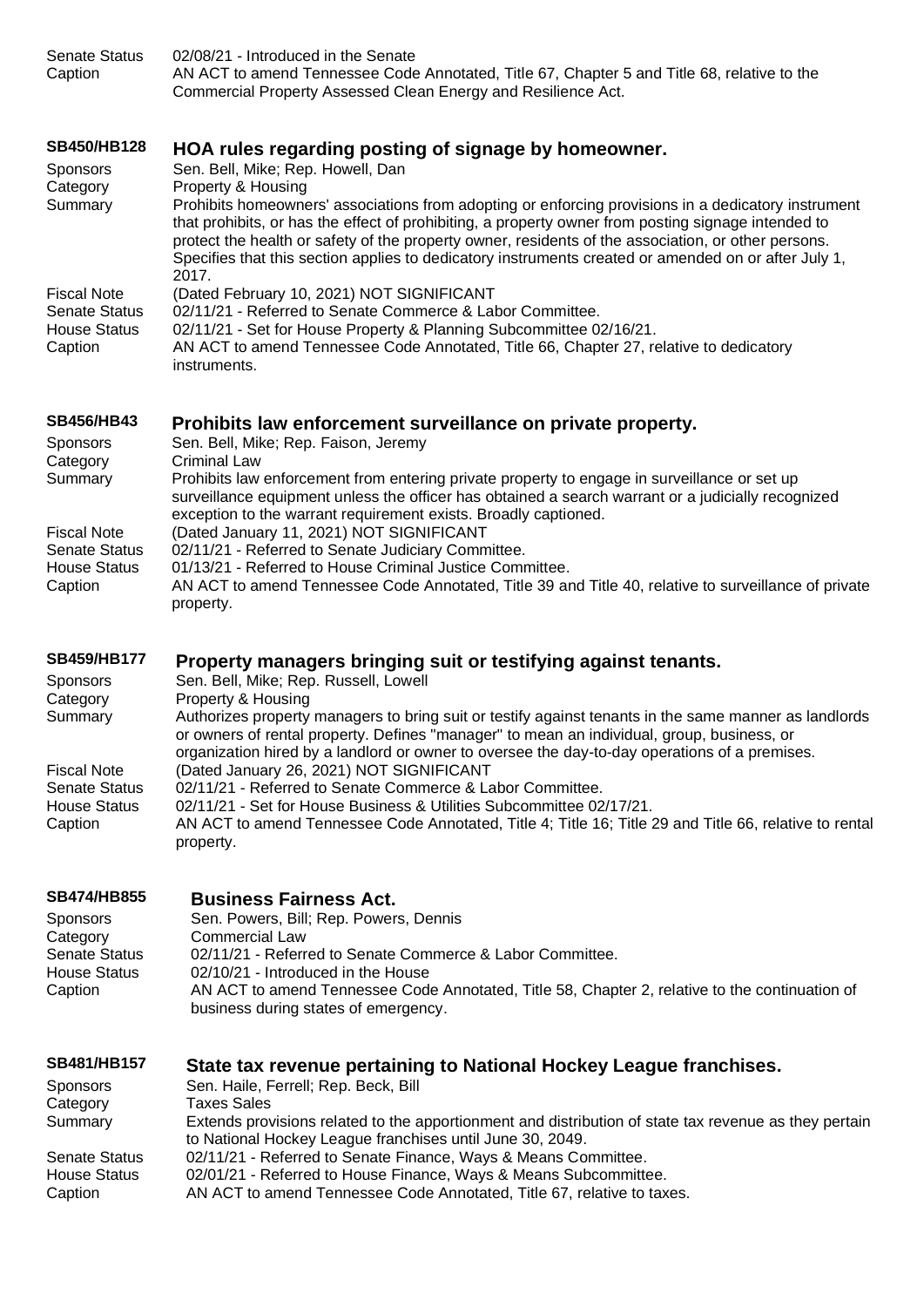Senate Status 02/08/21 - Introduced in the Senate
Caption AN ACT to amend Tennessee Code Annotated, Title 67, Chapter 5 and Title 68, relative to the Commercial Property Assessed Clean Energy and Resilience Act.

### SB450/HB128 HOA rules regarding posting of signage by homeowner.

Sponsors Sen. Bell, Mike; Rep. Howell, Dan
Category Property & Housing
Summary Prohibits homeowners' associations from adopting or enforcing provisions in a dedicatory instrument that prohibits, or has the effect of prohibiting, a property owner from posting signage intended to protect the health or safety of the property owner, residents of the association, or other persons. Specifies that this section applies to dedicatory instruments created or amended on or after July 1, 2017.
Fiscal Note (Dated February 10, 2021) NOT SIGNIFICANT
Senate Status 02/11/21 - Referred to Senate Commerce & Labor Committee.
House Status 02/11/21 - Set for House Property & Planning Subcommittee 02/16/21.
Caption AN ACT to amend Tennessee Code Annotated, Title 66, Chapter 27, relative to dedicatory instruments.

### SB456/HB43 Prohibits law enforcement surveillance on private property.

Sponsors Sen. Bell, Mike; Rep. Faison, Jeremy
Category Criminal Law
Summary Prohibits law enforcement from entering private property to engage in surveillance or set up surveillance equipment unless the officer has obtained a search warrant or a judicially recognized exception to the warrant requirement exists. Broadly captioned.
Fiscal Note (Dated January 11, 2021) NOT SIGNIFICANT
Senate Status 02/11/21 - Referred to Senate Judiciary Committee.
House Status 01/13/21 - Referred to House Criminal Justice Committee.
Caption AN ACT to amend Tennessee Code Annotated, Title 39 and Title 40, relative to surveillance of private property.

### SB459/HB177 Property managers bringing suit or testifying against tenants.

Sponsors Sen. Bell, Mike; Rep. Russell, Lowell
Category Property & Housing
Summary Authorizes property managers to bring suit or testify against tenants in the same manner as landlords or owners of rental property. Defines "manager" to mean an individual, group, business, or organization hired by a landlord or owner to oversee the day-to-day operations of a premises.
Fiscal Note (Dated January 26, 2021) NOT SIGNIFICANT
Senate Status 02/11/21 - Referred to Senate Commerce & Labor Committee.
House Status 02/11/21 - Set for House Business & Utilities Subcommittee 02/17/21.
Caption AN ACT to amend Tennessee Code Annotated, Title 4; Title 16; Title 29 and Title 66, relative to rental property.

### SB474/HB855 Business Fairness Act.

Sponsors Sen. Powers, Bill; Rep. Powers, Dennis
Category Commercial Law
Senate Status 02/11/21 - Referred to Senate Commerce & Labor Committee.
House Status 02/10/21 - Introduced in the House
Caption AN ACT to amend Tennessee Code Annotated, Title 58, Chapter 2, relative to the continuation of business during states of emergency.

### SB481/HB157 State tax revenue pertaining to National Hockey League franchises.

Sponsors Sen. Haile, Ferrell; Rep. Beck, Bill
Category Taxes Sales
Summary Extends provisions related to the apportionment and distribution of state tax revenue as they pertain to National Hockey League franchises until June 30, 2049.
Senate Status 02/11/21 - Referred to Senate Finance, Ways & Means Committee.
House Status 02/01/21 - Referred to House Finance, Ways & Means Subcommittee.
Caption AN ACT to amend Tennessee Code Annotated, Title 67, relative to taxes.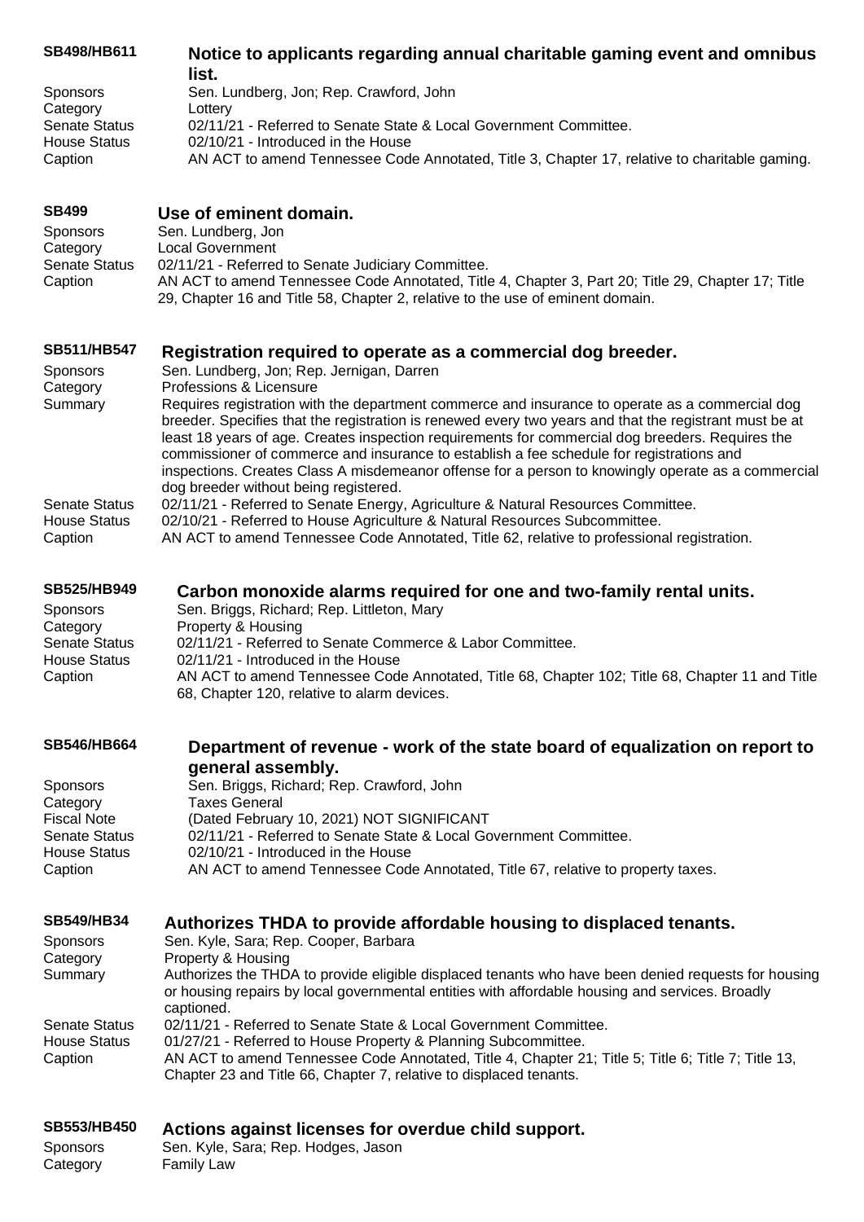**SB498/HB611** **Notice to applicants regarding annual charitable gaming event and omnibus list.**

Sponsors Sen. Lundberg, Jon; Rep. Crawford, John
Category Lottery
Senate Status 02/11/21 - Referred to Senate State & Local Government Committee.
House Status 02/10/21 - Introduced in the House
Caption AN ACT to amend Tennessee Code Annotated, Title 3, Chapter 17, relative to charitable gaming.

**SB499** **Use of eminent domain.**

Sponsors Sen. Lundberg, Jon
Category Local Government
Senate Status 02/11/21 - Referred to Senate Judiciary Committee.
Caption AN ACT to amend Tennessee Code Annotated, Title 4, Chapter 3, Part 20; Title 29, Chapter 17; Title 29, Chapter 16 and Title 58, Chapter 2, relative to the use of eminent domain.

**SB511/HB547** **Registration required to operate as a commercial dog breeder.**

Sponsors Sen. Lundberg, Jon; Rep. Jernigan, Darren
Category Professions & Licensure
Summary Requires registration with the department commerce and insurance to operate as a commercial dog breeder. Specifies that the registration is renewed every two years and that the registrant must be at least 18 years of age. Creates inspection requirements for commercial dog breeders. Requires the commissioner of commerce and insurance to establish a fee schedule for registrations and inspections. Creates Class A misdemeanor offense for a person to knowingly operate as a commercial dog breeder without being registered.
Senate Status 02/11/21 - Referred to Senate Energy, Agriculture & Natural Resources Committee.
House Status 02/10/21 - Referred to House Agriculture & Natural Resources Subcommittee.
Caption AN ACT to amend Tennessee Code Annotated, Title 62, relative to professional registration.

**SB525/HB949** **Carbon monoxide alarms required for one and two-family rental units.**

Sponsors Sen. Briggs, Richard; Rep. Littleton, Mary
Category Property & Housing
Senate Status 02/11/21 - Referred to Senate Commerce & Labor Committee.
House Status 02/11/21 - Introduced in the House
Caption AN ACT to amend Tennessee Code Annotated, Title 68, Chapter 102; Title 68, Chapter 11 and Title 68, Chapter 120, relative to alarm devices.

**SB546/HB664** **Department of revenue - work of the state board of equalization on report to general assembly.**

Sponsors Sen. Briggs, Richard; Rep. Crawford, John
Category Taxes General
Fiscal Note (Dated February 10, 2021) NOT SIGNIFICANT
Senate Status 02/11/21 - Referred to Senate State & Local Government Committee.
House Status 02/10/21 - Introduced in the House
Caption AN ACT to amend Tennessee Code Annotated, Title 67, relative to property taxes.

**SB549/HB34** **Authorizes THDA to provide affordable housing to displaced tenants.**

Sponsors Sen. Kyle, Sara; Rep. Cooper, Barbara
Category Property & Housing
Summary Authorizes the THDA to provide eligible displaced tenants who have been denied requests for housing or housing repairs by local governmental entities with affordable housing and services. Broadly captioned.
Senate Status 02/11/21 - Referred to Senate State & Local Government Committee.
House Status 01/27/21 - Referred to House Property & Planning Subcommittee.
Caption AN ACT to amend Tennessee Code Annotated, Title 4, Chapter 21; Title 5; Title 6; Title 7; Title 13, Chapter 23 and Title 66, Chapter 7, relative to displaced tenants.

**SB553/HB450** **Actions against licenses for overdue child support.**

Sponsors Sen. Kyle, Sara; Rep. Hodges, Jason
Category Family Law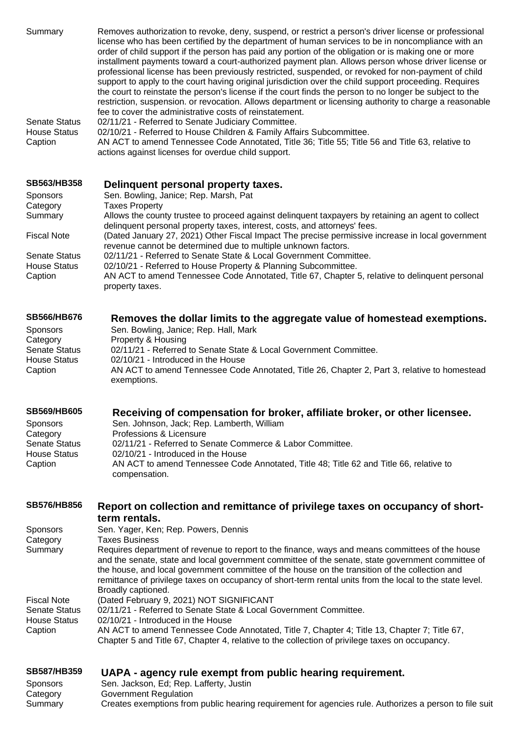Summary: Removes authorization to revoke, deny, suspend, or restrict a person's driver license or professional license who has been certified by the department of human services to be in noncompliance with an order of child support if the person has paid any portion of the obligation or is making one or more installment payments toward a court-authorized payment plan. Allows person whose driver license or professional license has been previously restricted, suspended, or revoked for non-payment of child support to apply to the court having original jurisdiction over the child support proceeding. Requires the court to reinstate the person's license if the court finds the person to no longer be subject to the restriction, suspension. or revocation. Allows department or licensing authority to charge a reasonable fee to cover the administrative costs of reinstatement.

Senate Status: 02/11/21 - Referred to Senate Judiciary Committee.

House Status: 02/10/21 - Referred to House Children & Family Affairs Subcommittee.

Caption: AN ACT to amend Tennessee Code Annotated, Title 36; Title 55; Title 56 and Title 63, relative to actions against licenses for overdue child support.

## SB563/HB358 — Delinquent personal property taxes.

| | |
|---|---|
| Sponsors | Sen. Bowling, Janice; Rep. Marsh, Pat |
| Category | Taxes Property |
| Summary | Allows the county trustee to proceed against delinquent taxpayers by retaining an agent to collect delinquent personal property taxes, interest, costs, and attorneys' fees. |
| Fiscal Note | (Dated January 27, 2021) Other Fiscal Impact The precise permissive increase in local government revenue cannot be determined due to multiple unknown factors. |
| Senate Status | 02/11/21 - Referred to Senate State & Local Government Committee. |
| House Status | 02/10/21 - Referred to House Property & Planning Subcommittee. |
| Caption | AN ACT to amend Tennessee Code Annotated, Title 67, Chapter 5, relative to delinquent personal property taxes. |

## SB566/HB676 — Removes the dollar limits to the aggregate value of homestead exemptions.

| | |
|---|---|
| Sponsors | Sen. Bowling, Janice; Rep. Hall, Mark |
| Category | Property & Housing |
| Senate Status | 02/11/21 - Referred to Senate State & Local Government Committee. |
| House Status | 02/10/21 - Introduced in the House |
| Caption | AN ACT to amend Tennessee Code Annotated, Title 26, Chapter 2, Part 3, relative to homestead exemptions. |

## SB569/HB605 — Receiving of compensation for broker, affiliate broker, or other licensee.

| | |
|---|---|
| Sponsors | Sen. Johnson, Jack; Rep. Lamberth, William |
| Category | Professions & Licensure |
| Senate Status | 02/11/21 - Referred to Senate Commerce & Labor Committee. |
| House Status | 02/10/21 - Introduced in the House |
| Caption | AN ACT to amend Tennessee Code Annotated, Title 48; Title 62 and Title 66, relative to compensation. |

## SB576/HB856 — Report on collection and remittance of privilege taxes on occupancy of short-term rentals.

| | |
|---|---|
| Sponsors | Sen. Yager, Ken; Rep. Powers, Dennis |
| Category | Taxes Business |
| Summary | Requires department of revenue to report to the finance, ways and means committees of the house and the senate, state and local government committee of the senate, state government committee of the house, and local government committee of the house on the transition of the collection and remittance of privilege taxes on occupancy of short-term rental units from the local to the state level. Broadly captioned. |
| Fiscal Note | (Dated February 9, 2021) NOT SIGNIFICANT |
| Senate Status | 02/11/21 - Referred to Senate State & Local Government Committee. |
| House Status | 02/10/21 - Introduced in the House |
| Caption | AN ACT to amend Tennessee Code Annotated, Title 7, Chapter 4; Title 13, Chapter 7; Title 67, Chapter 5 and Title 67, Chapter 4, relative to the collection of privilege taxes on occupancy. |

## SB587/HB359 — UAPA - agency rule exempt from public hearing requirement.

| | |
|---|---|
| Sponsors | Sen. Jackson, Ed; Rep. Lafferty, Justin |
| Category | Government Regulation |
| Summary | Creates exemptions from public hearing requirement for agencies rule. Authorizes a person to file suit |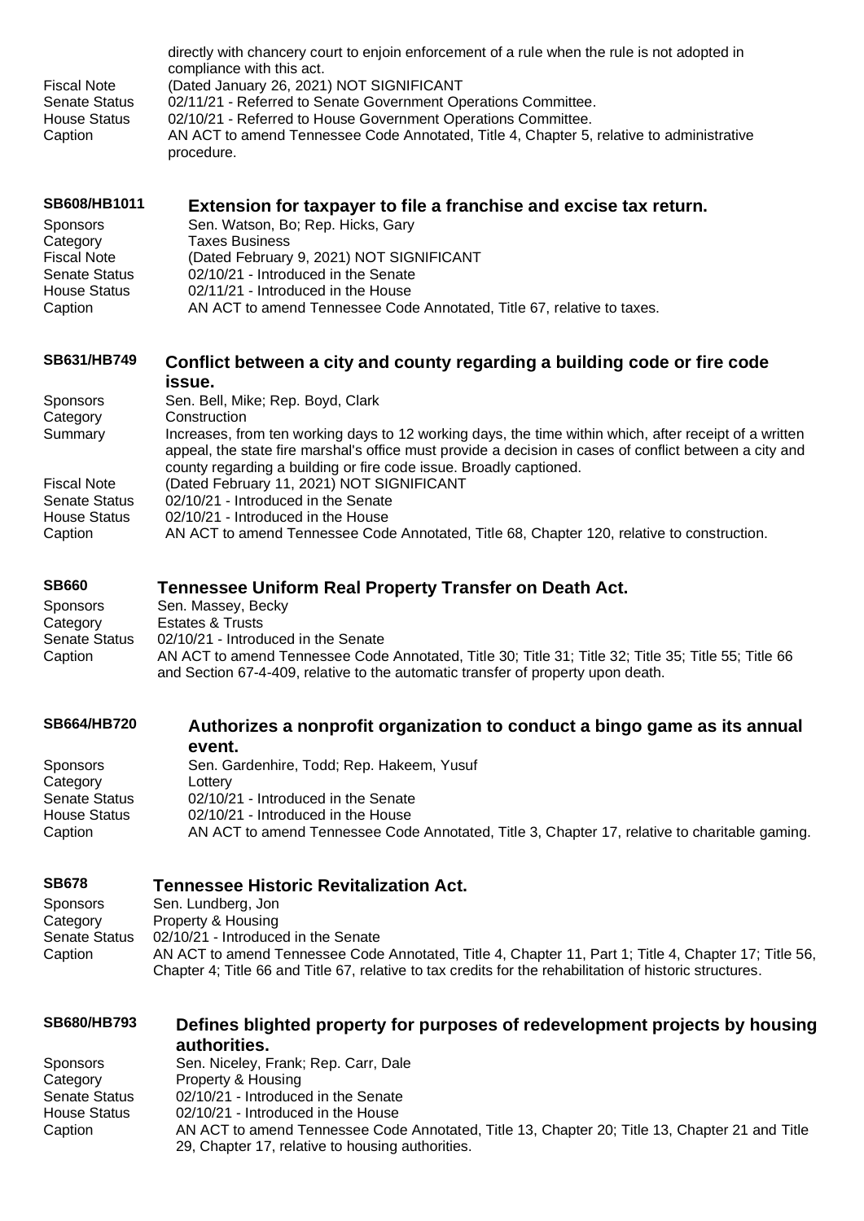directly with chancery court to enjoin enforcement of a rule when the rule is not adopted in compliance with this act.

| | |
|---|---|
| Fiscal Note | (Dated January 26, 2021) NOT SIGNIFICANT |
| Senate Status | 02/11/21 - Referred to Senate Government Operations Committee. |
| House Status | 02/10/21 - Referred to House Government Operations Committee. |
| Caption | AN ACT to amend Tennessee Code Annotated, Title 4, Chapter 5, relative to administrative procedure. |

## SB608/HB1011 Extension for taxpayer to file a franchise and excise tax return.

| | |
|---|---|
| Sponsors | Sen. Watson, Bo; Rep. Hicks, Gary |
| Category | Taxes Business |
| Fiscal Note | (Dated February 9, 2021) NOT SIGNIFICANT |
| Senate Status | 02/10/21 - Introduced in the Senate |
| House Status | 02/11/21 - Introduced in the House |
| Caption | AN ACT to amend Tennessee Code Annotated, Title 67, relative to taxes. |

## SB631/HB749 Conflict between a city and county regarding a building code or fire code issue.

| | |
|---|---|
| Sponsors | Sen. Bell, Mike; Rep. Boyd, Clark |
| Category | Construction |
| Summary | Increases, from ten working days to 12 working days, the time within which, after receipt of a written appeal, the state fire marshal's office must provide a decision in cases of conflict between a city and county regarding a building or fire code issue. Broadly captioned. |
| Fiscal Note | (Dated February 11, 2021) NOT SIGNIFICANT |
| Senate Status | 02/10/21 - Introduced in the Senate |
| House Status | 02/10/21 - Introduced in the House |
| Caption | AN ACT to amend Tennessee Code Annotated, Title 68, Chapter 120, relative to construction. |

## SB660 Tennessee Uniform Real Property Transfer on Death Act.

| | |
|---|---|
| Sponsors | Sen. Massey, Becky |
| Category | Estates & Trusts |
| Senate Status | 02/10/21 - Introduced in the Senate |
| Caption | AN ACT to amend Tennessee Code Annotated, Title 30; Title 31; Title 32; Title 35; Title 55; Title 66 and Section 67-4-409, relative to the automatic transfer of property upon death. |

## SB664/HB720 Authorizes a nonprofit organization to conduct a bingo game as its annual event.

| | |
|---|---|
| Sponsors | Sen. Gardenhire, Todd; Rep. Hakeem, Yusuf |
| Category | Lottery |
| Senate Status | 02/10/21 - Introduced in the Senate |
| House Status | 02/10/21 - Introduced in the House |
| Caption | AN ACT to amend Tennessee Code Annotated, Title 3, Chapter 17, relative to charitable gaming. |

## SB678 Tennessee Historic Revitalization Act.

| | |
|---|---|
| Sponsors | Sen. Lundberg, Jon |
| Category | Property & Housing |
| Senate Status | 02/10/21 - Introduced in the Senate |
| Caption | AN ACT to amend Tennessee Code Annotated, Title 4, Chapter 11, Part 1; Title 4, Chapter 17; Title 56, Chapter 4; Title 66 and Title 67, relative to tax credits for the rehabilitation of historic structures. |

## SB680/HB793 Defines blighted property for purposes of redevelopment projects by housing authorities.

| | |
|---|---|
| Sponsors | Sen. Niceley, Frank; Rep. Carr, Dale |
| Category | Property & Housing |
| Senate Status | 02/10/21 - Introduced in the Senate |
| House Status | 02/10/21 - Introduced in the House |
| Caption | AN ACT to amend Tennessee Code Annotated, Title 13, Chapter 20; Title 13, Chapter 21 and Title 29, Chapter 17, relative to housing authorities. |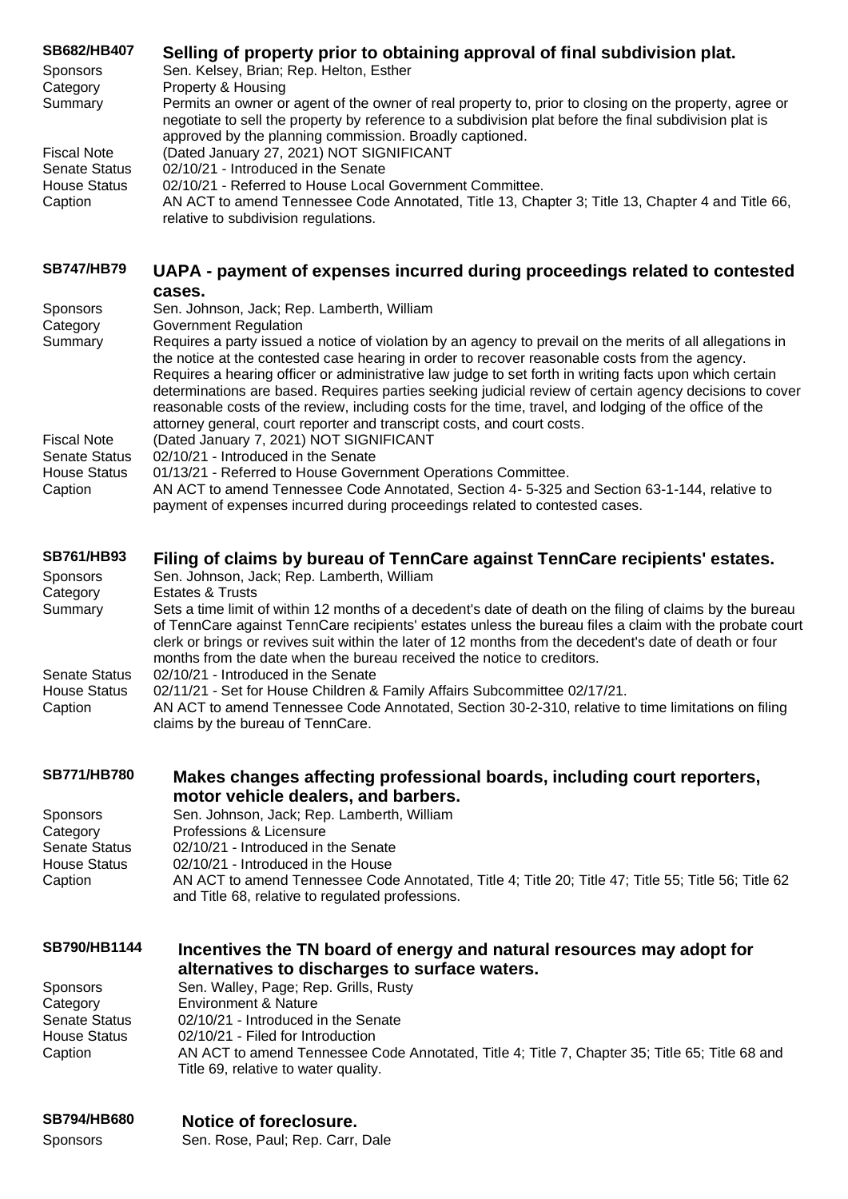## SB682/HB407 Selling of property prior to obtaining approval of final subdivision plat.

**Sponsors** Sen. Kelsey, Brian; Rep. Helton, Esther

**Category** Property & Housing

**Summary** Permits an owner or agent of the owner of real property to, prior to closing on the property, agree or negotiate to sell the property by reference to a subdivision plat before the final subdivision plat is approved by the planning commission. Broadly captioned.

**Fiscal Note** (Dated January 27, 2021) NOT SIGNIFICANT

**Senate Status** 02/10/21 - Introduced in the Senate

**House Status** 02/10/21 - Referred to House Local Government Committee.

**Caption** AN ACT to amend Tennessee Code Annotated, Title 13, Chapter 3; Title 13, Chapter 4 and Title 66, relative to subdivision regulations.

## SB747/HB79 UAPA - payment of expenses incurred during proceedings related to contested cases.

**Sponsors** Sen. Johnson, Jack; Rep. Lamberth, William

**Category** Government Regulation

**Summary** Requires a party issued a notice of violation by an agency to prevail on the merits of all allegations in the notice at the contested case hearing in order to recover reasonable costs from the agency. Requires a hearing officer or administrative law judge to set forth in writing facts upon which certain determinations are based. Requires parties seeking judicial review of certain agency decisions to cover reasonable costs of the review, including costs for the time, travel, and lodging of the office of the attorney general, court reporter and transcript costs, and court costs.

**Fiscal Note** (Dated January 7, 2021) NOT SIGNIFICANT

**Senate Status** 02/10/21 - Introduced in the Senate

**House Status** 01/13/21 - Referred to House Government Operations Committee.

**Caption** AN ACT to amend Tennessee Code Annotated, Section 4- 5-325 and Section 63-1-144, relative to payment of expenses incurred during proceedings related to contested cases.

## SB761/HB93 Filing of claims by bureau of TennCare against TennCare recipients' estates.

**Sponsors** Sen. Johnson, Jack; Rep. Lamberth, William

**Category** Estates & Trusts

**Summary** Sets a time limit of within 12 months of a decedent's date of death on the filing of claims by the bureau of TennCare against TennCare recipients' estates unless the bureau files a claim with the probate court clerk or brings or revives suit within the later of 12 months from the decedent's date of death or four months from the date when the bureau received the notice to creditors.

**Senate Status** 02/10/21 - Introduced in the Senate

**House Status** 02/11/21 - Set for House Children & Family Affairs Subcommittee 02/17/21.

**Caption** AN ACT to amend Tennessee Code Annotated, Section 30-2-310, relative to time limitations on filing claims by the bureau of TennCare.

## SB771/HB780 Makes changes affecting professional boards, including court reporters, motor vehicle dealers, and barbers.

**Sponsors** Sen. Johnson, Jack; Rep. Lamberth, William

**Category** Professions & Licensure

**Senate Status** 02/10/21 - Introduced in the Senate

**House Status** 02/10/21 - Introduced in the House

**Caption** AN ACT to amend Tennessee Code Annotated, Title 4; Title 20; Title 47; Title 55; Title 56; Title 62 and Title 68, relative to regulated professions.

## SB790/HB1144 Incentives the TN board of energy and natural resources may adopt for alternatives to discharges to surface waters.

**Sponsors** Sen. Walley, Page; Rep. Grills, Rusty

**Category** Environment & Nature

**Senate Status** 02/10/21 - Introduced in the Senate

**House Status** 02/10/21 - Filed for Introduction

**Caption** AN ACT to amend Tennessee Code Annotated, Title 4; Title 7, Chapter 35; Title 65; Title 68 and Title 69, relative to water quality.

## SB794/HB680 Notice of foreclosure.

**Sponsors** Sen. Rose, Paul; Rep. Carr, Dale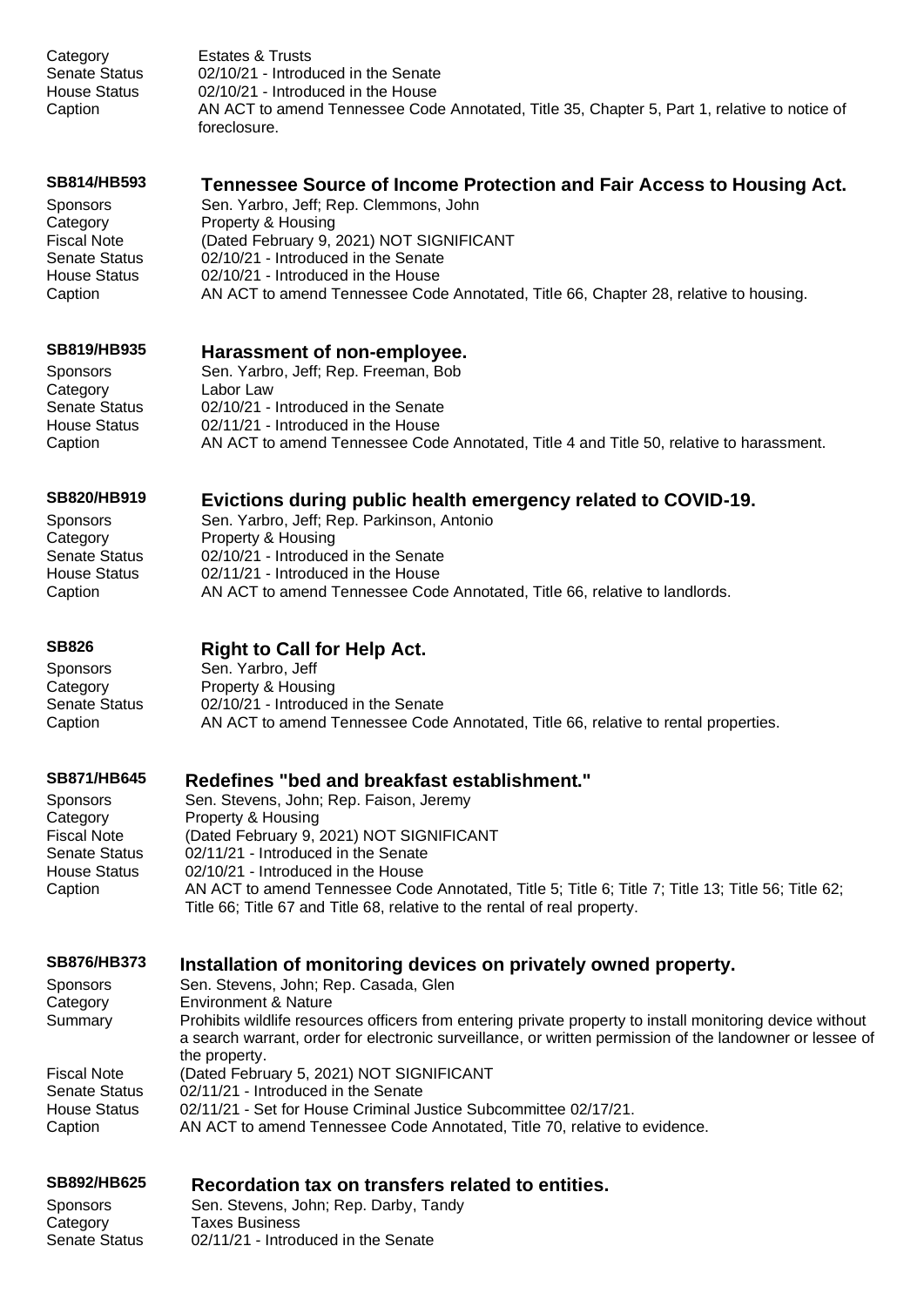| | |
|---|---|
| Category | Estates & Trusts |
| Senate Status | 02/10/21 - Introduced in the Senate |
| House Status | 02/10/21 - Introduced in the House |
| Caption | AN ACT to amend Tennessee Code Annotated, Title 35, Chapter 5, Part 1, relative to notice of foreclosure. |

### SB814/HB593 Tennessee Source of Income Protection and Fair Access to Housing Act.

| | |
|---|---|
| Sponsors | Sen. Yarbro, Jeff; Rep. Clemmons, John |
| Category | Property & Housing |
| Fiscal Note | (Dated February 9, 2021) NOT SIGNIFICANT |
| Senate Status | 02/10/21 - Introduced in the Senate |
| House Status | 02/10/21 - Introduced in the House |
| Caption | AN ACT to amend Tennessee Code Annotated, Title 66, Chapter 28, relative to housing. |

### SB819/HB935 Harassment of non-employee.

| | |
|---|---|
| Sponsors | Sen. Yarbro, Jeff; Rep. Freeman, Bob |
| Category | Labor Law |
| Senate Status | 02/10/21 - Introduced in the Senate |
| House Status | 02/11/21 - Introduced in the House |
| Caption | AN ACT to amend Tennessee Code Annotated, Title 4 and Title 50, relative to harassment. |

### SB820/HB919 Evictions during public health emergency related to COVID-19.

| | |
|---|---|
| Sponsors | Sen. Yarbro, Jeff; Rep. Parkinson, Antonio |
| Category | Property & Housing |
| Senate Status | 02/10/21 - Introduced in the Senate |
| House Status | 02/11/21 - Introduced in the House |
| Caption | AN ACT to amend Tennessee Code Annotated, Title 66, relative to landlords. |

### SB826 Right to Call for Help Act.

| | |
|---|---|
| Sponsors | Sen. Yarbro, Jeff |
| Category | Property & Housing |
| Senate Status | 02/10/21 - Introduced in the Senate |
| Caption | AN ACT to amend Tennessee Code Annotated, Title 66, relative to rental properties. |

### SB871/HB645 Redefines "bed and breakfast establishment."

| | |
|---|---|
| Sponsors | Sen. Stevens, John; Rep. Faison, Jeremy |
| Category | Property & Housing |
| Fiscal Note | (Dated February 9, 2021) NOT SIGNIFICANT |
| Senate Status | 02/11/21 - Introduced in the Senate |
| House Status | 02/10/21 - Introduced in the House |
| Caption | AN ACT to amend Tennessee Code Annotated, Title 5; Title 6; Title 7; Title 13; Title 56; Title 62; Title 66; Title 67 and Title 68, relative to the rental of real property. |

### SB876/HB373 Installation of monitoring devices on privately owned property.

| | |
|---|---|
| Sponsors | Sen. Stevens, John; Rep. Casada, Glen |
| Category | Environment & Nature |
| Summary | Prohibits wildlife resources officers from entering private property to install monitoring device without a search warrant, order for electronic surveillance, or written permission of the landowner or lessee of the property. |
| Fiscal Note | (Dated February 5, 2021) NOT SIGNIFICANT |
| Senate Status | 02/11/21 - Introduced in the Senate |
| House Status | 02/11/21 - Set for House Criminal Justice Subcommittee 02/17/21. |
| Caption | AN ACT to amend Tennessee Code Annotated, Title 70, relative to evidence. |

### SB892/HB625 Recordation tax on transfers related to entities.

| | |
|---|---|
| Sponsors | Sen. Stevens, John; Rep. Darby, Tandy |
| Category | Taxes Business |
| Senate Status | 02/11/21 - Introduced in the Senate |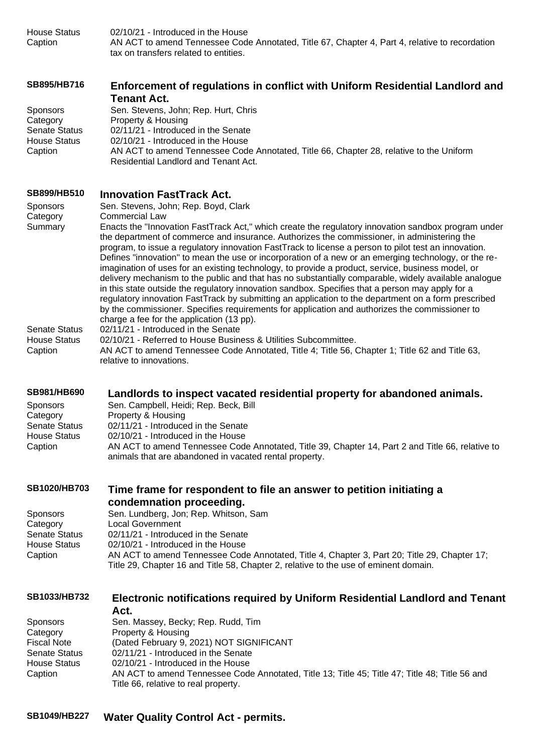House Status 02/10/21 - Introduced in the House
Caption AN ACT to amend Tennessee Code Annotated, Title 67, Chapter 4, Part 4, relative to recordation tax on transfers related to entities.

### SB895/HB716 Enforcement of regulations in conflict with Uniform Residential Landlord and Tenant Act.

Sponsors Sen. Stevens, John; Rep. Hurt, Chris
Category Property & Housing
Senate Status 02/11/21 - Introduced in the Senate
House Status 02/10/21 - Introduced in the House
Caption AN ACT to amend Tennessee Code Annotated, Title 66, Chapter 28, relative to the Uniform Residential Landlord and Tenant Act.

### SB899/HB510 Innovation FastTrack Act.

Sponsors Sen. Stevens, John; Rep. Boyd, Clark
Category Commercial Law
Summary Enacts the "Innovation FastTrack Act," which create the regulatory innovation sandbox program under the department of commerce and insurance. Authorizes the commissioner, in administering the program, to issue a regulatory innovation FastTrack to license a person to pilot test an innovation. Defines "innovation" to mean the use or incorporation of a new or an emerging technology, or the re-imagination of uses for an existing technology, to provide a product, service, business model, or delivery mechanism to the public and that has no substantially comparable, widely available analogue in this state outside the regulatory innovation sandbox. Specifies that a person may apply for a regulatory innovation FastTrack by submitting an application to the department on a form prescribed by the commissioner. Specifies requirements for application and authorizes the commissioner to charge a fee for the application (13 pp).
Senate Status 02/11/21 - Introduced in the Senate
House Status 02/10/21 - Referred to House Business & Utilities Subcommittee.
Caption AN ACT to amend Tennessee Code Annotated, Title 4; Title 56, Chapter 1; Title 62 and Title 63, relative to innovations.

### SB981/HB690 Landlords to inspect vacated residential property for abandoned animals.

Sponsors Sen. Campbell, Heidi; Rep. Beck, Bill
Category Property & Housing
Senate Status 02/11/21 - Introduced in the Senate
House Status 02/10/21 - Introduced in the House
Caption AN ACT to amend Tennessee Code Annotated, Title 39, Chapter 14, Part 2 and Title 66, relative to animals that are abandoned in vacated rental property.

### SB1020/HB703 Time frame for respondent to file an answer to petition initiating a condemnation proceeding.

Sponsors Sen. Lundberg, Jon; Rep. Whitson, Sam
Category Local Government
Senate Status 02/11/21 - Introduced in the Senate
House Status 02/10/21 - Introduced in the House
Caption AN ACT to amend Tennessee Code Annotated, Title 4, Chapter 3, Part 20; Title 29, Chapter 17; Title 29, Chapter 16 and Title 58, Chapter 2, relative to the use of eminent domain.

### SB1033/HB732 Electronic notifications required by Uniform Residential Landlord and Tenant Act.

Sponsors Sen. Massey, Becky; Rep. Rudd, Tim
Category Property & Housing
Fiscal Note (Dated February 9, 2021) NOT SIGNIFICANT
Senate Status 02/11/21 - Introduced in the Senate
House Status 02/10/21 - Introduced in the House
Caption AN ACT to amend Tennessee Code Annotated, Title 13; Title 45; Title 47; Title 48; Title 56 and Title 66, relative to real property.

### SB1049/HB227 Water Quality Control Act - permits.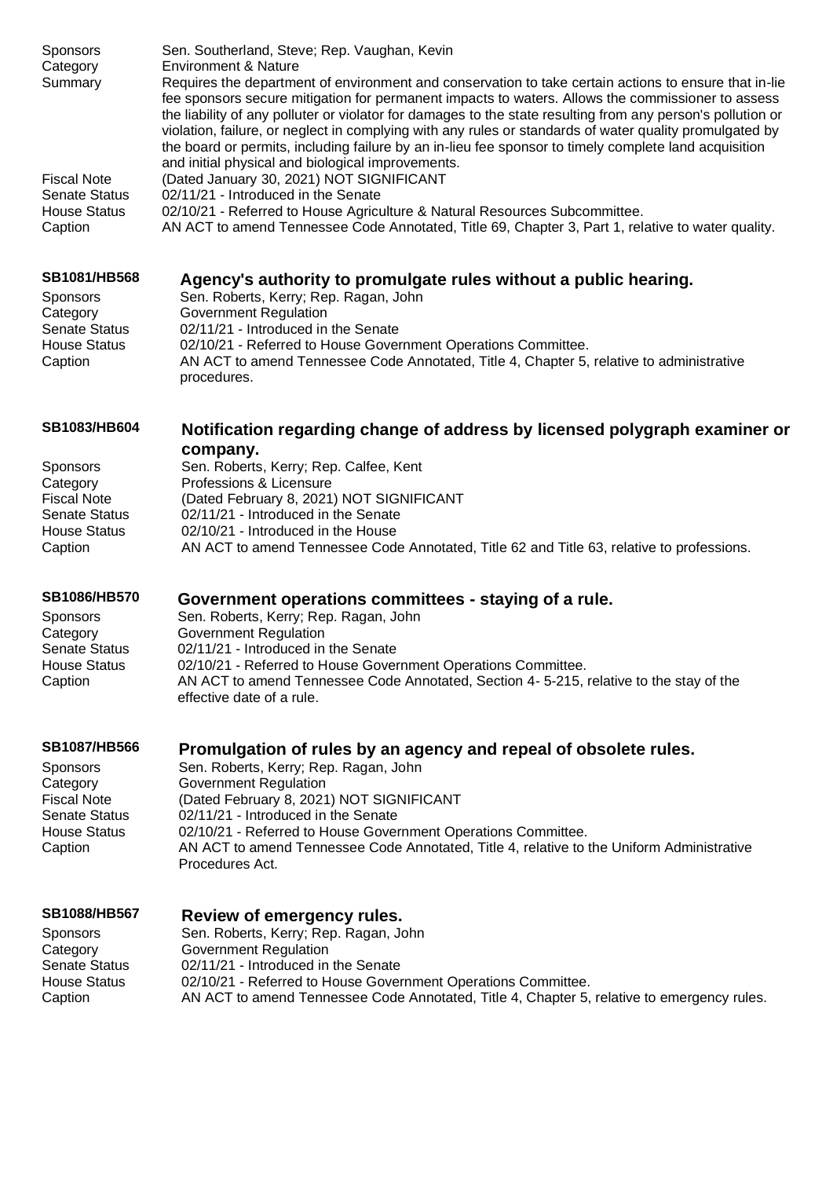| | |
|---|---|
| Sponsors | Sen. Southerland, Steve; Rep. Vaughan, Kevin |
| Category | Environment & Nature |
| Summary | Requires the department of environment and conservation to take certain actions to ensure that in-lie fee sponsors secure mitigation for permanent impacts to waters. Allows the commissioner to assess the liability of any polluter or violator for damages to the state resulting from any person's pollution or violation, failure, or neglect in complying with any rules or standards of water quality promulgated by the board or permits, including failure by an in-lieu fee sponsor to timely complete land acquisition and initial physical and biological improvements. |
| Fiscal Note | (Dated January 30, 2021) NOT SIGNIFICANT |
| Senate Status | 02/11/21 - Introduced in the Senate |
| House Status | 02/10/21 - Referred to House Agriculture & Natural Resources Subcommittee. |
| Caption | AN ACT to amend Tennessee Code Annotated, Title 69, Chapter 3, Part 1, relative to water quality. |

### SB1081/HB568 Agency's authority to promulgate rules without a public hearing.

| | |
|---|---|
| Sponsors | Sen. Roberts, Kerry; Rep. Ragan, John |
| Category | Government Regulation |
| Senate Status | 02/11/21 - Introduced in the Senate |
| House Status | 02/10/21 - Referred to House Government Operations Committee. |
| Caption | AN ACT to amend Tennessee Code Annotated, Title 4, Chapter 5, relative to administrative procedures. |

### SB1083/HB604 Notification regarding change of address by licensed polygraph examiner or company.

| | |
|---|---|
| Sponsors | Sen. Roberts, Kerry; Rep. Calfee, Kent |
| Category | Professions & Licensure |
| Fiscal Note | (Dated February 8, 2021) NOT SIGNIFICANT |
| Senate Status | 02/11/21 - Introduced in the Senate |
| House Status | 02/10/21 - Introduced in the House |
| Caption | AN ACT to amend Tennessee Code Annotated, Title 62 and Title 63, relative to professions. |

### SB1086/HB570 Government operations committees - staying of a rule.

| | |
|---|---|
| Sponsors | Sen. Roberts, Kerry; Rep. Ragan, John |
| Category | Government Regulation |
| Senate Status | 02/11/21 - Introduced in the Senate |
| House Status | 02/10/21 - Referred to House Government Operations Committee. |
| Caption | AN ACT to amend Tennessee Code Annotated, Section 4- 5-215, relative to the stay of the effective date of a rule. |

### SB1087/HB566 Promulgation of rules by an agency and repeal of obsolete rules.

| | |
|---|---|
| Sponsors | Sen. Roberts, Kerry; Rep. Ragan, John |
| Category | Government Regulation |
| Fiscal Note | (Dated February 8, 2021) NOT SIGNIFICANT |
| Senate Status | 02/11/21 - Introduced in the Senate |
| House Status | 02/10/21 - Referred to House Government Operations Committee. |
| Caption | AN ACT to amend Tennessee Code Annotated, Title 4, relative to the Uniform Administrative Procedures Act. |

### SB1088/HB567 Review of emergency rules.

| | |
|---|---|
| Sponsors | Sen. Roberts, Kerry; Rep. Ragan, John |
| Category | Government Regulation |
| Senate Status | 02/11/21 - Introduced in the Senate |
| House Status | 02/10/21 - Referred to House Government Operations Committee. |
| Caption | AN ACT to amend Tennessee Code Annotated, Title 4, Chapter 5, relative to emergency rules. |